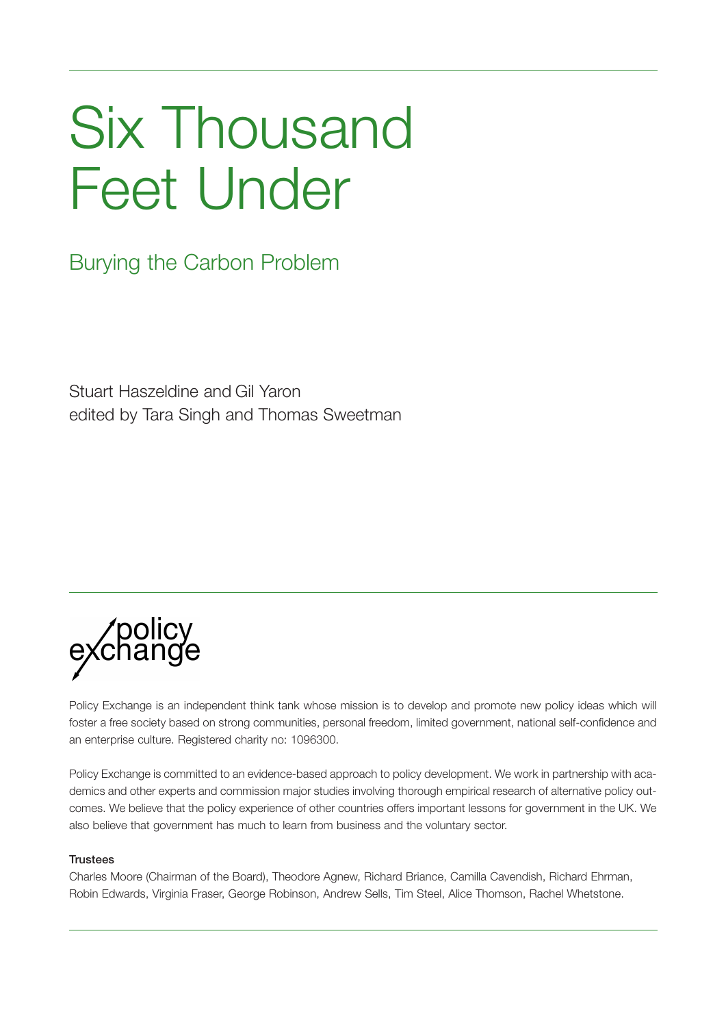# Six Thousand Feet Under

## Burying the Carbon Problem

Stuart Haszeldine and Gil Yaron
edited by Tara Singh and Thomas Sweetman

policy exchange

Policy Exchange is an independent think tank whose mission is to develop and promote new policy ideas which will foster a free society based on strong communities, personal freedom, limited government, national self-confidence and an enterprise culture. Registered charity no: 1096300.

Policy Exchange is committed to an evidence-based approach to policy development. We work in partnership with academics and other experts and commission major studies involving thorough empirical research of alternative policy outcomes. We believe that the policy experience of other countries offers important lessons for government in the UK. We also believe that government has much to learn from business and the voluntary sector.

**Trustees**

Charles Moore (Chairman of the Board), Theodore Agnew, Richard Briance, Camilla Cavendish, Richard Ehrman, Robin Edwards, Virginia Fraser, George Robinson, Andrew Sells, Tim Steel, Alice Thomson, Rachel Whetstone.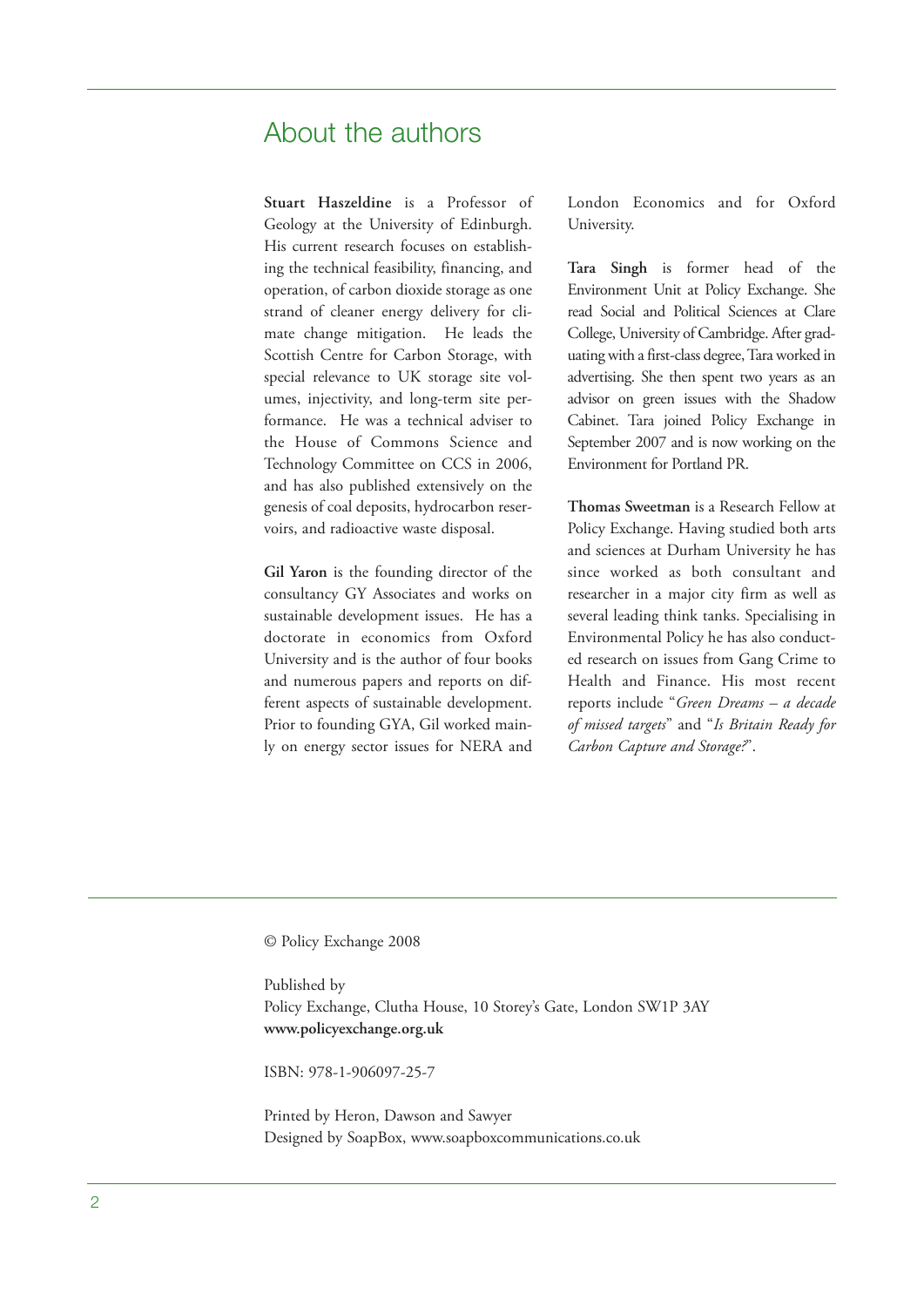## About the authors

**Stuart Haszeldine** is a Professor of Geology at the University of Edinburgh. His current research focuses on establishing the technical feasibility, financing, and operation, of carbon dioxide storage as one strand of cleaner energy delivery for climate change mitigation. He leads the Scottish Centre for Carbon Storage, with special relevance to UK storage site volumes, injectivity, and long-term site performance. He was a technical adviser to the House of Commons Science and Technology Committee on CCS in 2006, and has also published extensively on the genesis of coal deposits, hydrocarbon reservoirs, and radioactive waste disposal.

**Gil Yaron** is the founding director of the consultancy GY Associates and works on sustainable development issues. He has a doctorate in economics from Oxford University and is the author of four books and numerous papers and reports on different aspects of sustainable development. Prior to founding GYA, Gil worked mainly on energy sector issues for NERA and London Economics and for Oxford University.

**Tara Singh** is former head of the Environment Unit at Policy Exchange. She read Social and Political Sciences at Clare College, University of Cambridge. After graduating with a first-class degree, Tara worked in advertising. She then spent two years as an advisor on green issues with the Shadow Cabinet. Tara joined Policy Exchange in September 2007 and is now working on the Environment for Portland PR.

**Thomas Sweetman** is a Research Fellow at Policy Exchange. Having studied both arts and sciences at Durham University he has since worked as both consultant and researcher in a major city firm as well as several leading think tanks. Specialising in Environmental Policy he has also conducted research on issues from Gang Crime to Health and Finance. His most recent reports include "*Green Dreams – a decade of missed targets*" and "*Is Britain Ready for Carbon Capture and Storage?*".

© Policy Exchange 2008

Published by
Policy Exchange, Clutha House, 10 Storey's Gate, London SW1P 3AY
**www.policyexchange.org.uk**

ISBN: 978-1-906097-25-7

Printed by Heron, Dawson and Sawyer
Designed by SoapBox, www.soapboxcommunications.co.uk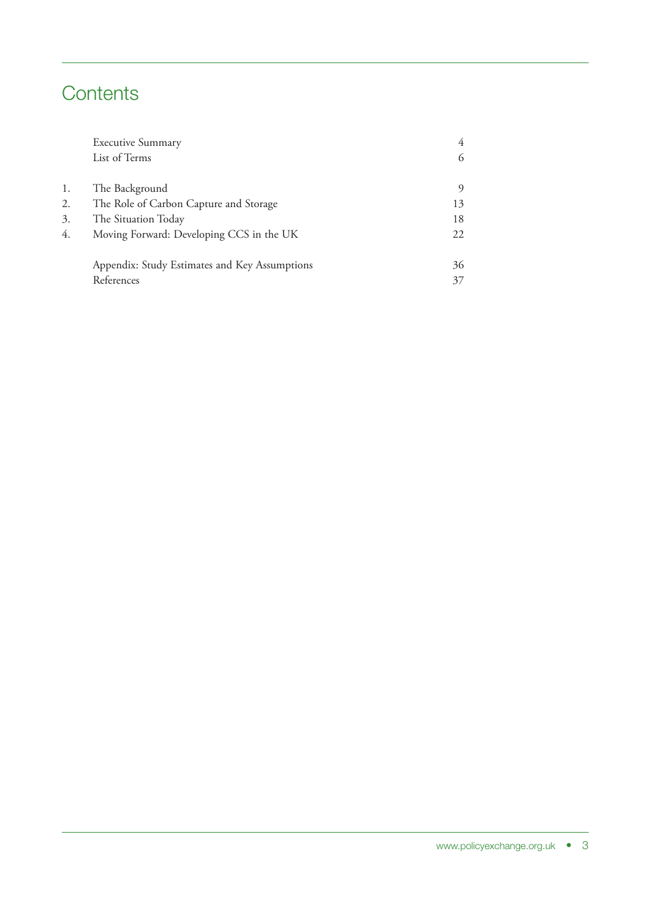# Contents

| | | |
|---|---|---|
| | Executive Summary | 4 |
| | List of Terms | 6 |
| 1. | The Background | 9 |
| 2. | The Role of Carbon Capture and Storage | 13 |
| 3. | The Situation Today | 18 |
| 4. | Moving Forward: Developing CCS in the UK | 22 |
| | Appendix: Study Estimates and Key Assumptions | 36 |
| | References | 37 |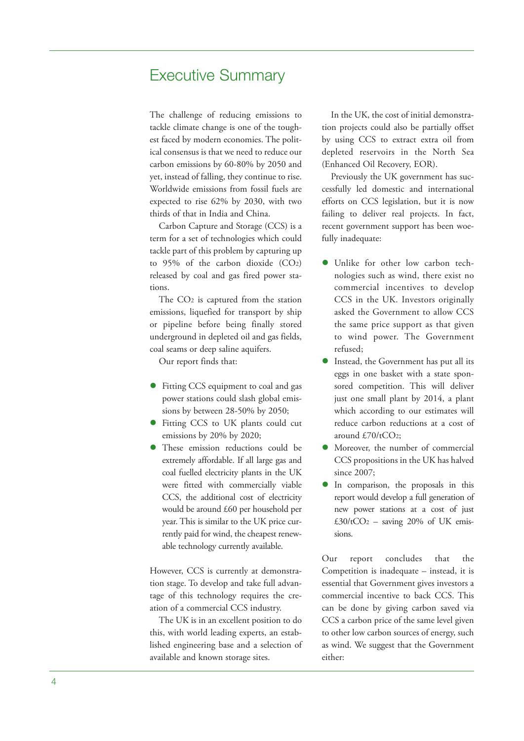# Executive Summary

The challenge of reducing emissions to tackle climate change is one of the toughest faced by modern economies. The political consensus is that we need to reduce our carbon emissions by 60-80% by 2050 and yet, instead of falling, they continue to rise. Worldwide emissions from fossil fuels are expected to rise 62% by 2030, with two thirds of that in India and China.

Carbon Capture and Storage (CCS) is a term for a set of technologies which could tackle part of this problem by capturing up to 95% of the carbon dioxide ($CO_2$) released by coal and gas fired power stations.

The $CO_2$ is captured from the station emissions, liquefied for transport by ship or pipeline before being finally stored underground in depleted oil and gas fields, coal seams or deep saline aquifers.

Our report finds that:

- Fitting CCS equipment to coal and gas power stations could slash global emissions by between 28-50% by 2050;
- Fitting CCS to UK plants could cut emissions by 20% by 2020;
- These emission reductions could be extremely affordable. If all large gas and coal fuelled electricity plants in the UK were fitted with commercially viable CCS, the additional cost of electricity would be around £60 per household per year. This is similar to the UK price currently paid for wind, the cheapest renewable technology currently available.

However, CCS is currently at demonstration stage. To develop and take full advantage of this technology requires the creation of a commercial CCS industry.

The UK is in an excellent position to do this, with world leading experts, an established engineering base and a selection of available and known storage sites.

In the UK, the cost of initial demonstration projects could also be partially offset by using CCS to extract extra oil from depleted reservoirs in the North Sea (Enhanced Oil Recovery, EOR).

Previously the UK government has successfully led domestic and international efforts on CCS legislation, but it is now failing to deliver real projects. In fact, recent government support has been woefully inadequate:

- Unlike for other low carbon technologies such as wind, there exist no commercial incentives to develop CCS in the UK. Investors originally asked the Government to allow CCS the same price support as that given to wind power. The Government refused;
- Instead, the Government has put all its eggs in one basket with a state sponsored competition. This will deliver just one small plant by 2014, a plant which according to our estimates will reduce carbon reductions at a cost of around £70/t$CO_2$;
- Moreover, the number of commercial CCS propositions in the UK has halved since 2007;
- In comparison, the proposals in this report would develop a full generation of new power stations at a cost of just £30/t$CO_2$ – saving 20% of UK emissions.

Our report concludes that the Competition is inadequate – instead, it is essential that Government gives investors a commercial incentive to back CCS. This can be done by giving carbon saved via CCS a carbon price of the same level given to other low carbon sources of energy, such as wind. We suggest that the Government either: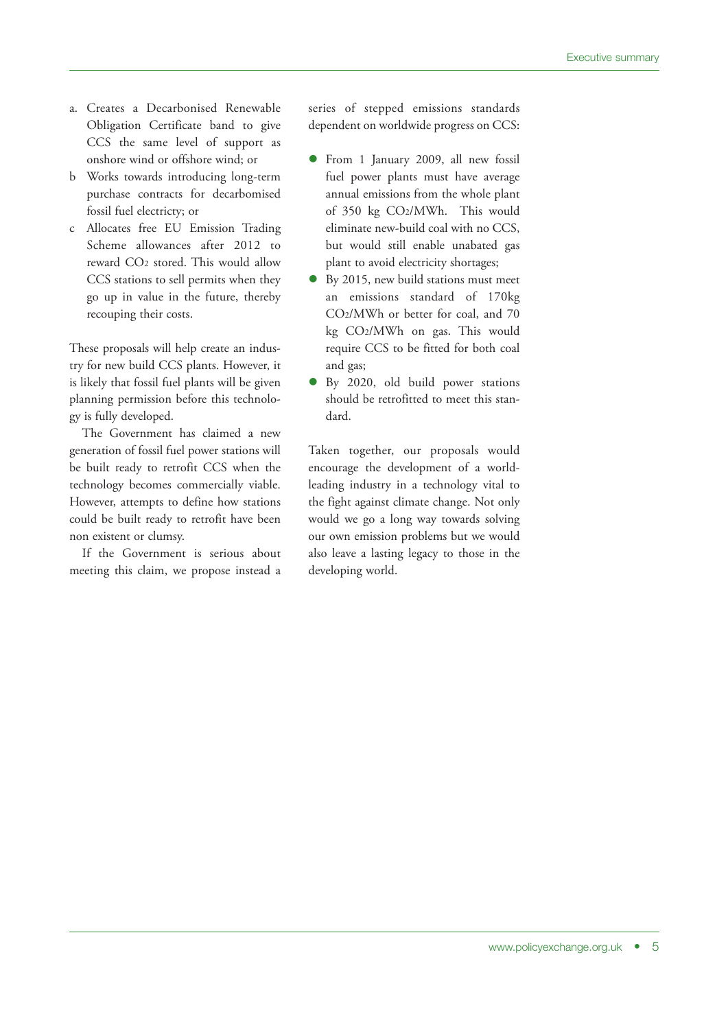a. Creates a Decarbonised Renewable Obligation Certificate band to give CCS the same level of support as onshore wind or offshore wind; or
b Works towards introducing long-term purchase contracts for decarbomised fossil fuel electricty; or
c Allocates free EU Emission Trading Scheme allowances after 2012 to reward $CO_2$ stored. This would allow CCS stations to sell permits when they go up in value in the future, thereby recouping their costs.

These proposals will help create an industry for new build CCS plants. However, it is likely that fossil fuel plants will be given planning permission before this technology is fully developed.

The Government has claimed a new generation of fossil fuel power stations will be built ready to retrofit CCS when the technology becomes commercially viable. However, attempts to define how stations could be built ready to retrofit have been non existent or clumsy.

If the Government is serious about meeting this claim, we propose instead a series of stepped emissions standards dependent on worldwide progress on CCS:

- From 1 January 2009, all new fossil fuel power plants must have average annual emissions from the whole plant of 350 kg $CO_2$/MWh. This would eliminate new-build coal with no CCS, but would still enable unabated gas plant to avoid electricity shortages;
- By 2015, new build stations must meet an emissions standard of 170kg $CO_2$/MWh or better for coal, and 70 kg $CO_2$/MWh on gas. This would require CCS to be fitted for both coal and gas;
- By 2020, old build power stations should be retrofitted to meet this standard.

Taken together, our proposals would encourage the development of a world-leading industry in a technology vital to the fight against climate change. Not only would we go a long way towards solving our own emission problems but we would also leave a lasting legacy to those in the developing world.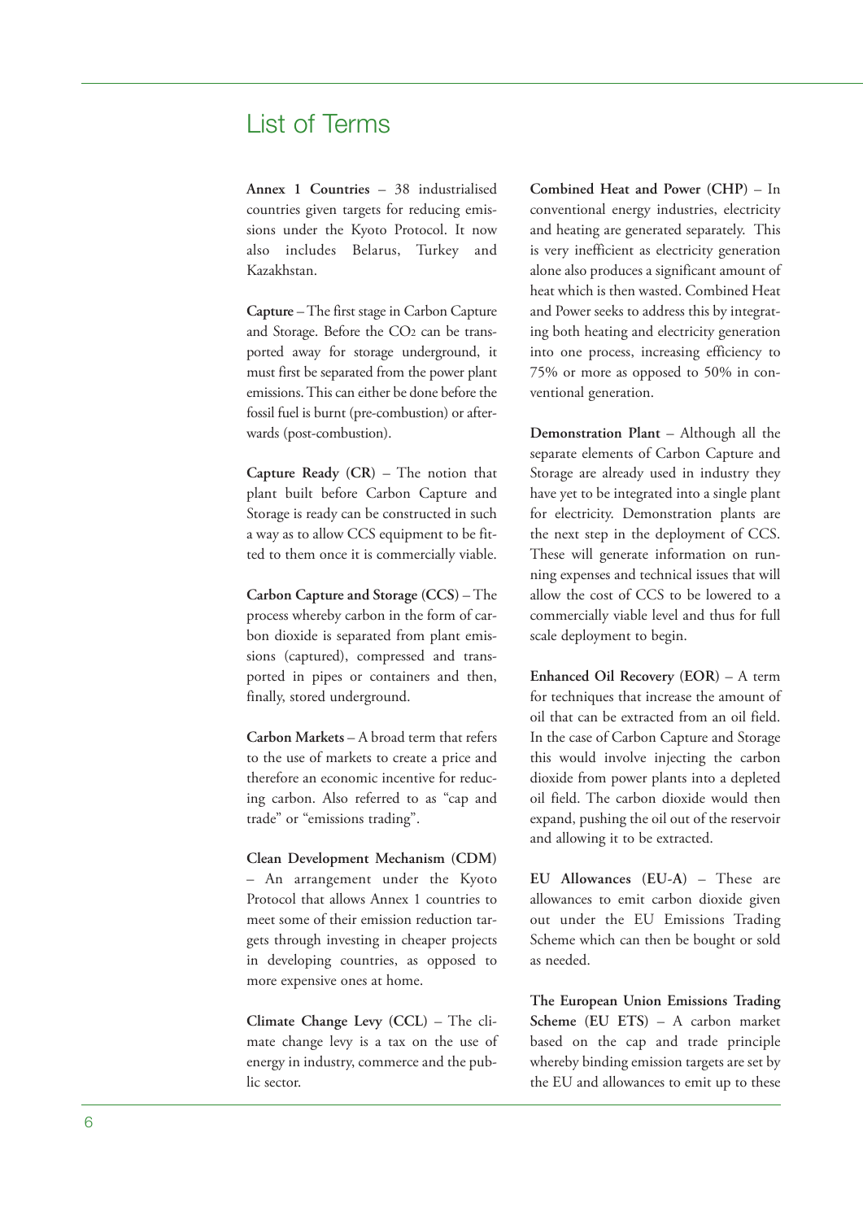# List of Terms

**Annex 1 Countries** – 38 industrialised countries given targets for reducing emissions under the Kyoto Protocol. It now also includes Belarus, Turkey and Kazakhstan.

**Capture** – The first stage in Carbon Capture and Storage. Before the $CO_2$ can be transported away for storage underground, it must first be separated from the power plant emissions. This can either be done before the fossil fuel is burnt (pre-combustion) or afterwards (post-combustion).

**Capture Ready (CR)** – The notion that plant built before Carbon Capture and Storage is ready can be constructed in such a way as to allow CCS equipment to be fitted to them once it is commercially viable.

**Carbon Capture and Storage (CCS)** – The process whereby carbon in the form of carbon dioxide is separated from plant emissions (captured), compressed and transported in pipes or containers and then, finally, stored underground.

**Carbon Markets** – A broad term that refers to the use of markets to create a price and therefore an economic incentive for reducing carbon. Also referred to as "cap and trade" or "emissions trading".

**Clean Development Mechanism (CDM)** – An arrangement under the Kyoto Protocol that allows Annex 1 countries to meet some of their emission reduction targets through investing in cheaper projects in developing countries, as opposed to more expensive ones at home.

**Climate Change Levy (CCL)** – The climate change levy is a tax on the use of energy in industry, commerce and the public sector.

**Combined Heat and Power (CHP)** – In conventional energy industries, electricity and heating are generated separately. This is very inefficient as electricity generation alone also produces a significant amount of heat which is then wasted. Combined Heat and Power seeks to address this by integrating both heating and electricity generation into one process, increasing efficiency to 75% or more as opposed to 50% in conventional generation.

**Demonstration Plant** – Although all the separate elements of Carbon Capture and Storage are already used in industry they have yet to be integrated into a single plant for electricity. Demonstration plants are the next step in the deployment of CCS. These will generate information on running expenses and technical issues that will allow the cost of CCS to be lowered to a commercially viable level and thus for full scale deployment to begin.

**Enhanced Oil Recovery (EOR)** – A term for techniques that increase the amount of oil that can be extracted from an oil field. In the case of Carbon Capture and Storage this would involve injecting the carbon dioxide from power plants into a depleted oil field. The carbon dioxide would then expand, pushing the oil out of the reservoir and allowing it to be extracted.

**EU Allowances (EU-A)** – These are allowances to emit carbon dioxide given out under the EU Emissions Trading Scheme which can then be bought or sold as needed.

**The European Union Emissions Trading Scheme (EU ETS)** – A carbon market based on the cap and trade principle whereby binding emission targets are set by the EU and allowances to emit up to these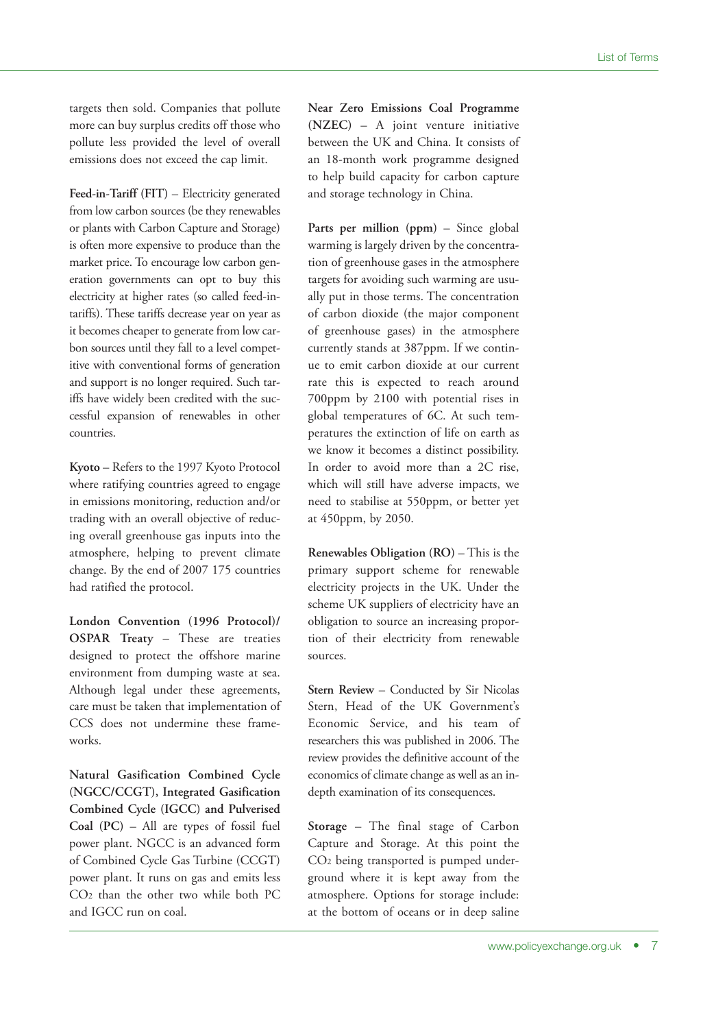targets then sold. Companies that pollute more can buy surplus credits off those who pollute less provided the level of overall emissions does not exceed the cap limit.

**Feed-in-Tariff (FIT)** – Electricity generated from low carbon sources (be they renewables or plants with Carbon Capture and Storage) is often more expensive to produce than the market price. To encourage low carbon generation governments can opt to buy this electricity at higher rates (so called feed-in-tariffs). These tariffs decrease year on year as it becomes cheaper to generate from low carbon sources until they fall to a level competitive with conventional forms of generation and support is no longer required. Such tariffs have widely been credited with the successful expansion of renewables in other countries.

**Kyoto** – Refers to the 1997 Kyoto Protocol where ratifying countries agreed to engage in emissions monitoring, reduction and/or trading with an overall objective of reducing overall greenhouse gas inputs into the atmosphere, helping to prevent climate change. By the end of 2007 175 countries had ratified the protocol.

**London Convention (1996 Protocol)/ OSPAR Treaty** – These are treaties designed to protect the offshore marine environment from dumping waste at sea. Although legal under these agreements, care must be taken that implementation of CCS does not undermine these frameworks.

**Natural Gasification Combined Cycle (NGCC/CCGT), Integrated Gasification Combined Cycle (IGCC) and Pulverised Coal (PC)** – All are types of fossil fuel power plant. NGCC is an advanced form of Combined Cycle Gas Turbine (CCGT) power plant. It runs on gas and emits less $CO_2$ than the other two while both PC and IGCC run on coal.

**Near Zero Emissions Coal Programme (NZEC)** – A joint venture initiative between the UK and China. It consists of an 18-month work programme designed to help build capacity for carbon capture and storage technology in China.

**Parts per million (ppm)** – Since global warming is largely driven by the concentration of greenhouse gases in the atmosphere targets for avoiding such warming are usually put in those terms. The concentration of carbon dioxide (the major component of greenhouse gases) in the atmosphere currently stands at 387ppm. If we continue to emit carbon dioxide at our current rate this is expected to reach around 700ppm by 2100 with potential rises in global temperatures of 6C. At such temperatures the extinction of life on earth as we know it becomes a distinct possibility. In order to avoid more than a 2C rise, which will still have adverse impacts, we need to stabilise at 550ppm, or better yet at 450ppm, by 2050.

**Renewables Obligation (RO)** – This is the primary support scheme for renewable electricity projects in the UK. Under the scheme UK suppliers of electricity have an obligation to source an increasing proportion of their electricity from renewable sources.

**Stern Review** – Conducted by Sir Nicolas Stern, Head of the UK Government's Economic Service, and his team of researchers this was published in 2006. The review provides the definitive account of the economics of climate change as well as an in-depth examination of its consequences.

**Storage** – The final stage of Carbon Capture and Storage. At this point the $CO_2$ being transported is pumped underground where it is kept away from the atmosphere. Options for storage include: at the bottom of oceans or in deep saline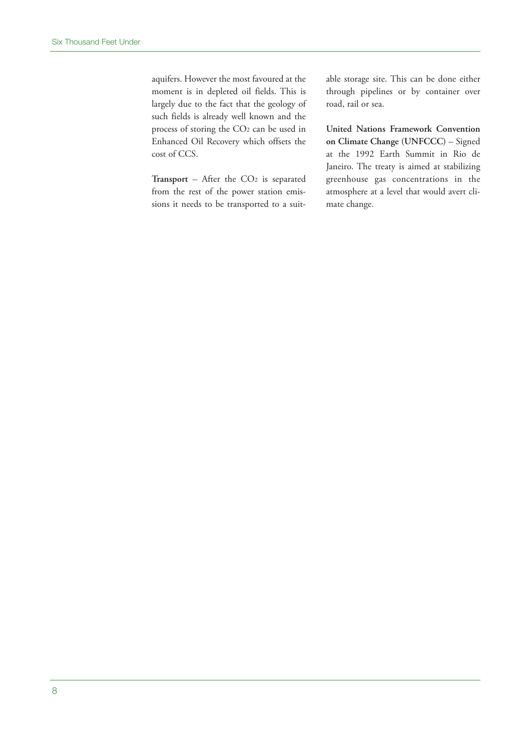aquifers. However the most favoured at the moment is in depleted oil fields. This is largely due to the fact that the geology of such fields is already well known and the process of storing the $CO_2$ can be used in Enhanced Oil Recovery which offsets the cost of CCS.

**Transport** – After the $CO_2$ is separated from the rest of the power station emissions it needs to be transported to a suitable storage site. This can be done either through pipelines or by container over road, rail or sea.

**United Nations Framework Convention on Climate Change (UNFCCC)** – Signed at the 1992 Earth Summit in Rio de Janeiro. The treaty is aimed at stabilizing greenhouse gas concentrations in the atmosphere at a level that would avert climate change.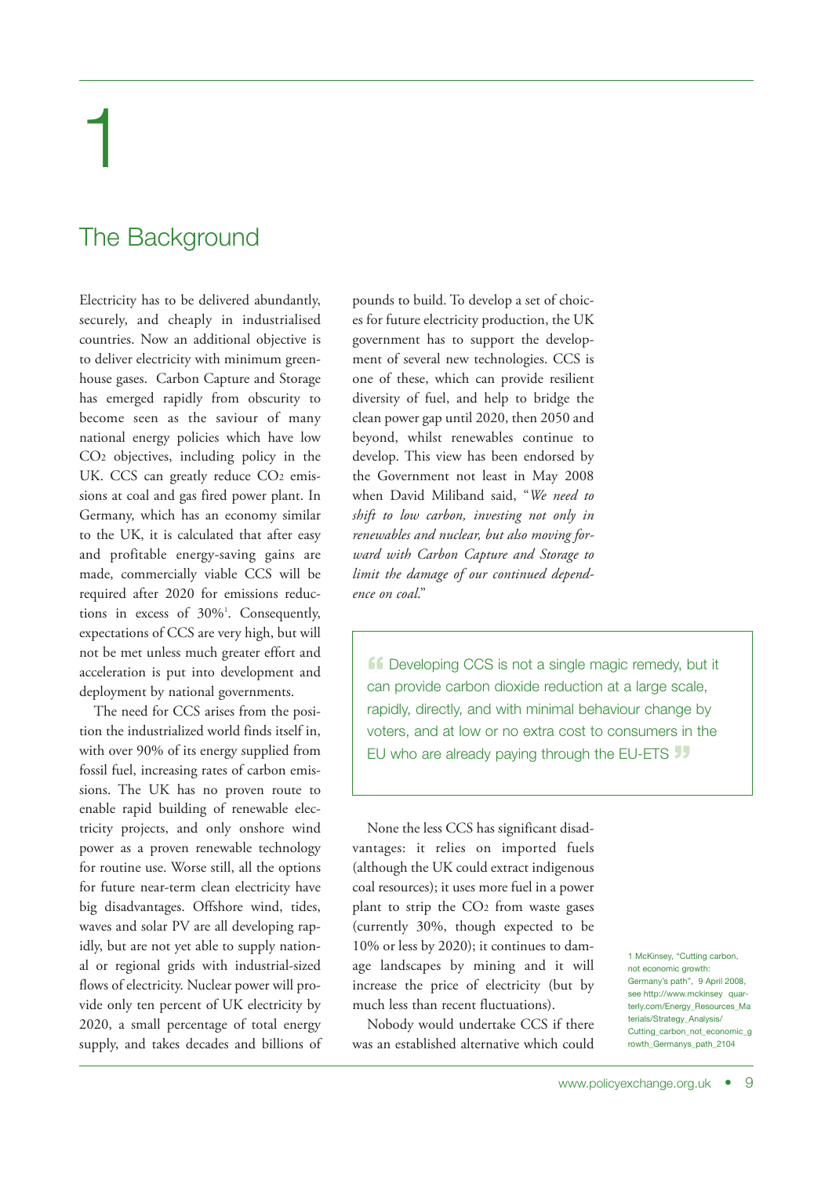# 1

## The Background

Electricity has to be delivered abundantly, securely, and cheaply in industrialised countries. Now an additional objective is to deliver electricity with minimum greenhouse gases. Carbon Capture and Storage has emerged rapidly from obscurity to become seen as the saviour of many national energy policies which have low $CO_2$ objectives, including policy in the UK. CCS can greatly reduce $CO_2$ emissions at coal and gas fired power plant. In Germany, which has an economy similar to the UK, it is calculated that after easy and profitable energy-saving gains are made, commercially viable CCS will be required after 2020 for emissions reductions in excess of 30%[1]. Consequently, expectations of CCS are very high, but will not be met unless much greater effort and acceleration is put into development and deployment by national governments.

The need for CCS arises from the position the industrialized world finds itself in, with over 90% of its energy supplied from fossil fuel, increasing rates of carbon emissions. The UK has no proven route to enable rapid building of renewable electricity projects, and only onshore wind power as a proven renewable technology for routine use. Worse still, all the options for future near-term clean electricity have big disadvantages. Offshore wind, tides, waves and solar PV are all developing rapidly, but are not yet able to supply national or regional grids with industrial-sized flows of electricity. Nuclear power will provide only ten percent of UK electricity by 2020, a small percentage of total energy supply, and takes decades and billions of pounds to build. To develop a set of choices for future electricity production, the UK government has to support the development of several new technologies. CCS is one of these, which can provide resilient diversity of fuel, and help to bridge the clean power gap until 2020, then 2050 and beyond, whilst renewables continue to develop. This view has been endorsed by the Government not least in May 2008 when David Miliband said, "*We need to shift to low carbon, investing not only in renewables and nuclear, but also moving forward with Carbon Capture and Storage to limit the damage of our continued dependence on coal*."

> "Developing CCS is not a single magic remedy, but it can provide carbon dioxide reduction at a large scale, rapidly, directly, and with minimal behaviour change by voters, and at low or no extra cost to consumers in the EU who are already paying through the EU-ETS"

None the less CCS has significant disadvantages: it relies on imported fuels (although the UK could extract indigenous coal resources); it uses more fuel in a power plant to strip the $CO_2$ from waste gases (currently 30%, though expected to be 10% or less by 2020); it continues to damage landscapes by mining and it will increase the price of electricity (but by much less than recent fluctuations).

Nobody would undertake CCS if there was an established alternative which could

1 McKinsey, "Cutting carbon, not economic growth: Germany's path", 9 April 2008, see http://www.mckinsey quarterly.com/Energy_Resources_Materials/Strategy_Analysis/Cutting_carbon_not_economic_growth_Germanys_path_2104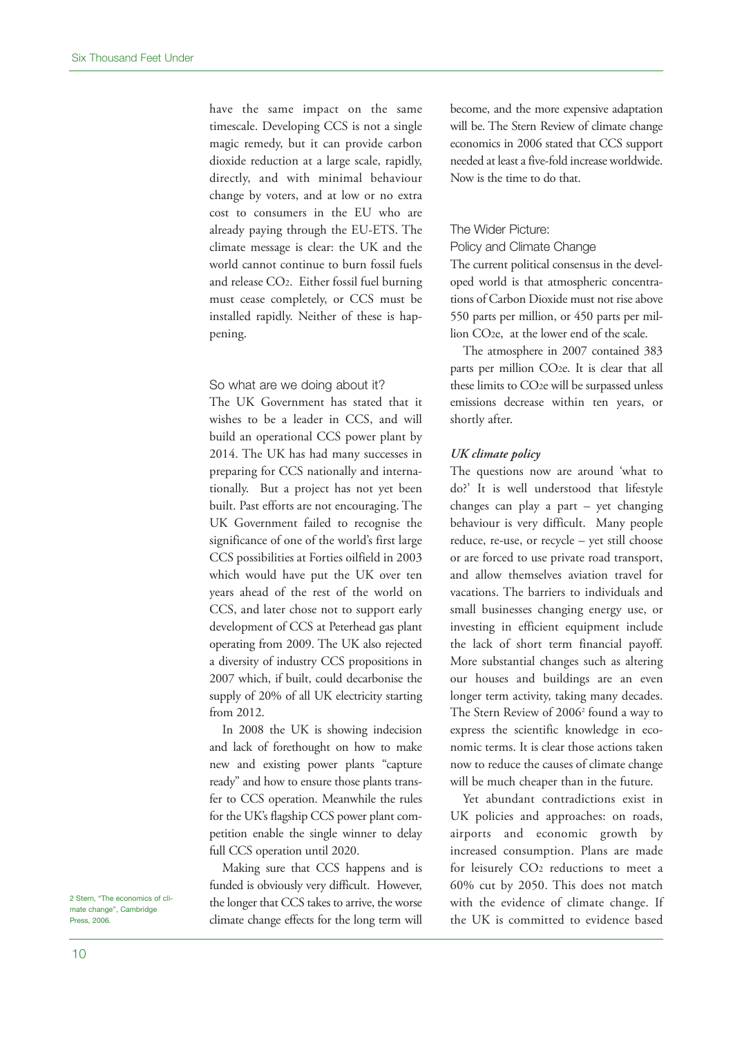have the same impact on the same timescale. Developing CCS is not a single magic remedy, but it can provide carbon dioxide reduction at a large scale, rapidly, directly, and with minimal behaviour change by voters, and at low or no extra cost to consumers in the EU who are already paying through the EU-ETS. The climate message is clear: the UK and the world cannot continue to burn fossil fuels and release $CO_2$. Either fossil fuel burning must cease completely, or CCS must be installed rapidly. Neither of these is happening.

## So what are we doing about it?

The UK Government has stated that it wishes to be a leader in CCS, and will build an operational CCS power plant by 2014. The UK has had many successes in preparing for CCS nationally and internationally. But a project has not yet been built. Past efforts are not encouraging. The UK Government failed to recognise the significance of one of the world's first large CCS possibilities at Forties oilfield in 2003 which would have put the UK over ten years ahead of the rest of the world on CCS, and later chose not to support early development of CCS at Peterhead gas plant operating from 2009. The UK also rejected a diversity of industry CCS propositions in 2007 which, if built, could decarbonise the supply of 20% of all UK electricity starting from 2012.

In 2008 the UK is showing indecision and lack of forethought on how to make new and existing power plants "capture ready" and how to ensure those plants transfer to CCS operation. Meanwhile the rules for the UK's flagship CCS power plant competition enable the single winner to delay full CCS operation until 2020.

Making sure that CCS happens and is funded is obviously very difficult. However, the longer that CCS takes to arrive, the worse climate change effects for the long term will become, and the more expensive adaptation will be. The Stern Review of climate change economics in 2006 stated that CCS support needed at least a five-fold increase worldwide. Now is the time to do that.

## The Wider Picture: Policy and Climate Change

The current political consensus in the developed world is that atmospheric concentrations of Carbon Dioxide must not rise above 550 parts per million, or 450 parts per million $CO_2e$, at the lower end of the scale.

The atmosphere in 2007 contained 383 parts per million $CO_2e$. It is clear that all these limits to $CO_2e$ will be surpassed unless emissions decrease within ten years, or shortly after.

### *UK climate policy*

The questions now are around 'what to do?' It is well understood that lifestyle changes can play a part – yet changing behaviour is very difficult. Many people reduce, re-use, or recycle – yet still choose or are forced to use private road transport, and allow themselves aviation travel for vacations. The barriers to individuals and small businesses changing energy use, or investing in efficient equipment include the lack of short term financial payoff. More substantial changes such as altering our houses and buildings are an even longer term activity, taking many decades. The Stern Review of 2006[2] found a way to express the scientific knowledge in economic terms. It is clear those actions taken now to reduce the causes of climate change will be much cheaper than in the future.

Yet abundant contradictions exist in UK policies and approaches: on roads, airports and economic growth by increased consumption. Plans are made for leisurely $CO_2$ reductions to meet a 60% cut by 2050. This does not match with the evidence of climate change. If the UK is committed to evidence based

2 Stern, "The economics of climate change", Cambridge Press, 2006.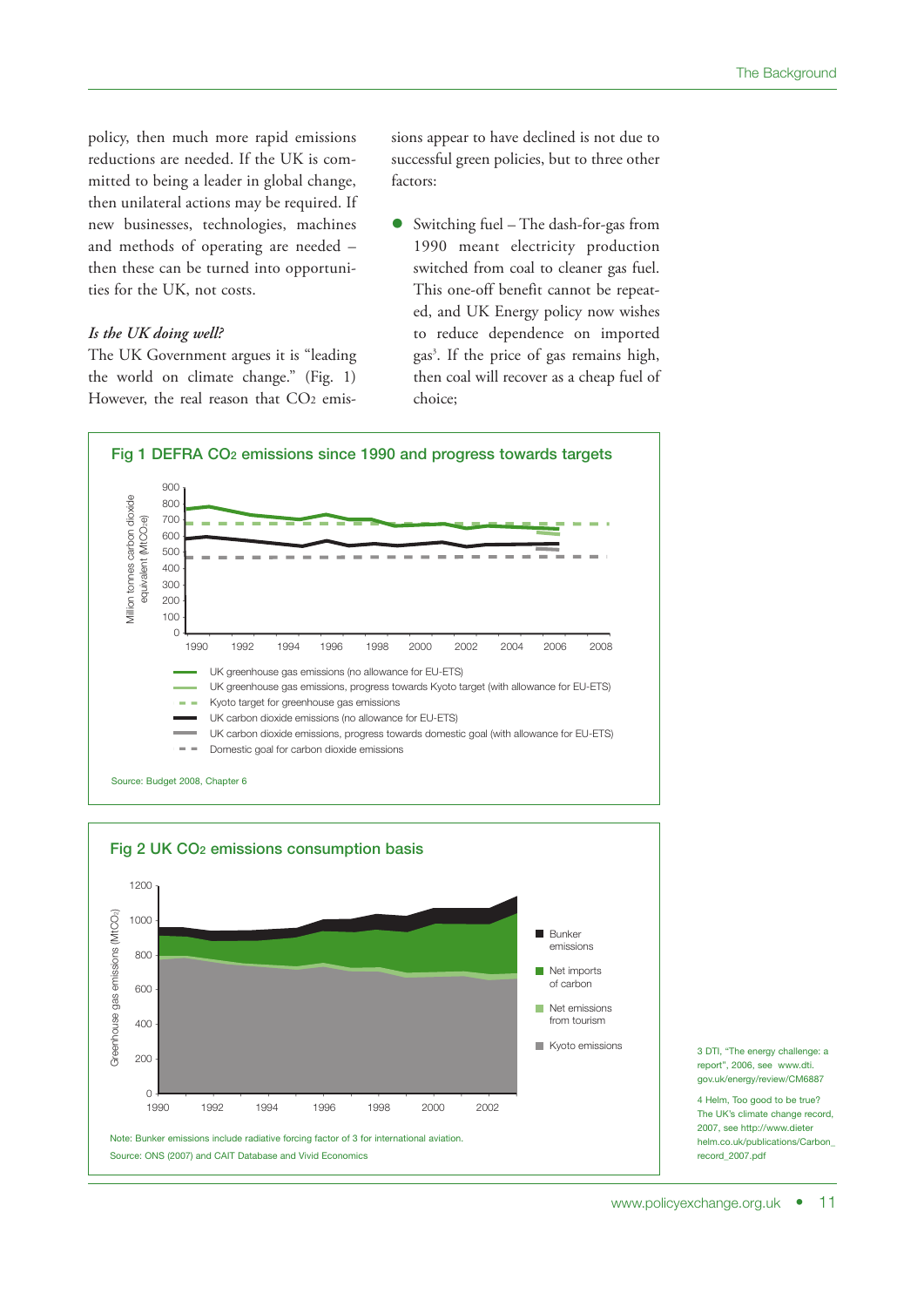policy, then much more rapid emissions reductions are needed. If the UK is committed to being a leader in global change, then unilateral actions may be required. If new businesses, technologies, machines and methods of operating are needed – then these can be turned into opportunities for the UK, not costs.

*Is the UK doing well?*

The UK Government argues it is "leading the world on climate change." (Fig. 1) However, the real reason that $CO_2$ emissions appear to have declined is not due to successful green policies, but to three other factors:

- Switching fuel – The dash-for-gas from 1990 meant electricity production switched from coal to cleaner gas fuel. This one-off benefit cannot be repeated, and UK Energy policy now wishes to reduce dependence on imported gas[3]. If the price of gas remains high, then coal will recover as a cheap fuel of choice;

**Fig 1 DEFRA $CO_2$ emissions since 1990 and progress towards targets**

Million tonnes carbon dioxide equivalent ($MtCO_2e$)

- UK greenhouse gas emissions (no allowance for EU-ETS)
- UK greenhouse gas emissions, progress towards Kyoto target (with allowance for EU-ETS)
- Kyoto target for greenhouse gas emissions
- UK carbon dioxide emissions (no allowance for EU-ETS)
- UK carbon dioxide emissions, progress towards domestic goal (with allowance for EU-ETS)
- Domestic goal for carbon dioxide emissions

Source: Budget 2008, Chapter 6

**Fig 2 UK $CO_2$ emissions consumption basis**

Greenhouse gas emissions ($MtCO_2$)

- Bunker emissions
- Net imports of carbon
- Net emissions from tourism
- Kyoto emissions

Note: Bunker emissions include radiative forcing factor of 3 for international aviation.
Source: ONS (2007) and CAIT Database and Vivid Economics

3 DTI, "The energy challenge: a report", 2006, see www.dti.gov.uk/energy/review/CM6887

4 Helm, Too good to be true? The UK's climate change record, 2007, see http://www.dieterhelm.co.uk/publications/Carbon_record_2007.pdf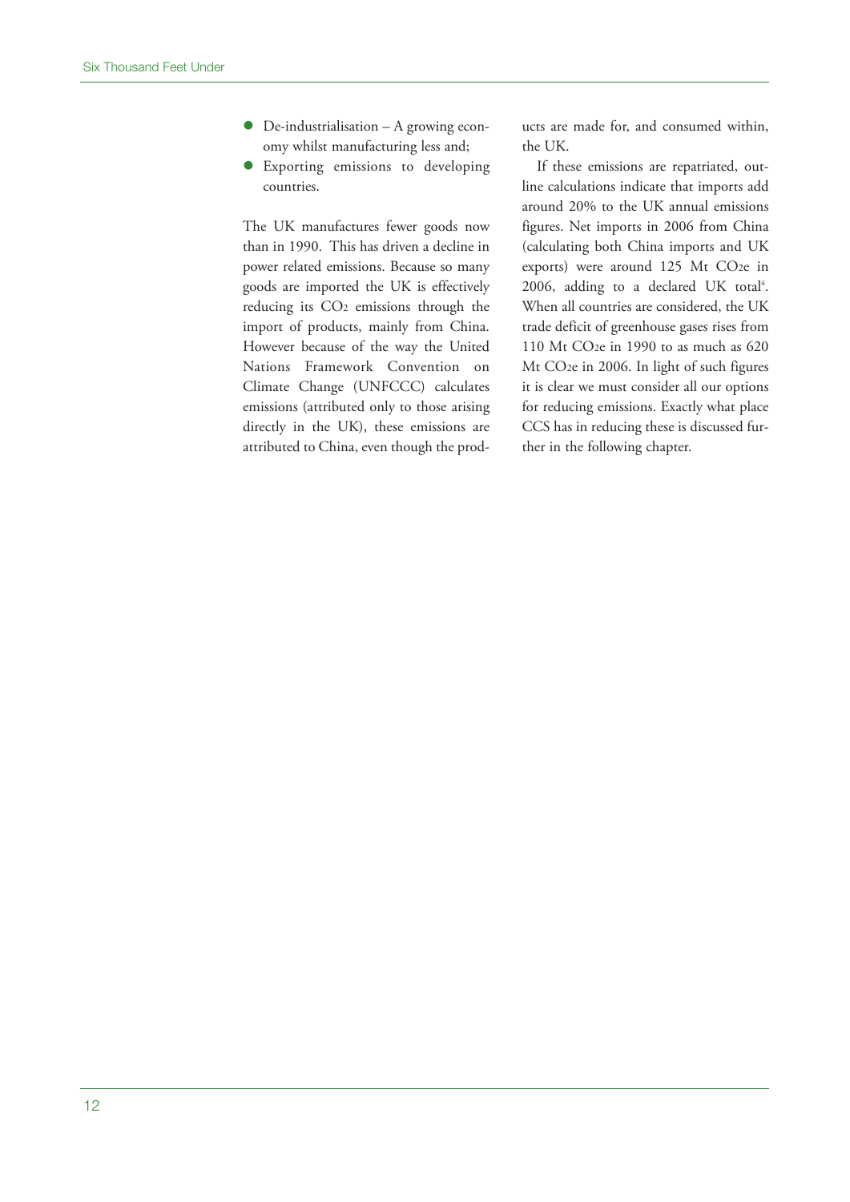- De-industrialisation – A growing economy whilst manufacturing less and;
- Exporting emissions to developing countries.

The UK manufactures fewer goods now than in 1990. This has driven a decline in power related emissions. Because so many goods are imported the UK is effectively reducing its $CO_2$ emissions through the import of products, mainly from China. However because of the way the United Nations Framework Convention on Climate Change (UNFCCC) calculates emissions (attributed only to those arising directly in the UK), these emissions are attributed to China, even though the products are made for, and consumed within, the UK.

If these emissions are repatriated, outline calculations indicate that imports add around 20% to the UK annual emissions figures. Net imports in 2006 from China (calculating both China imports and UK exports) were around 125 Mt $CO_2e$ in 2006, adding to a declared UK total[4]. When all countries are considered, the UK trade deficit of greenhouse gases rises from 110 Mt $CO_2e$ in 1990 to as much as 620 Mt $CO_2e$ in 2006. In light of such figures it is clear we must consider all our options for reducing emissions. Exactly what place CCS has in reducing these is discussed further in the following chapter.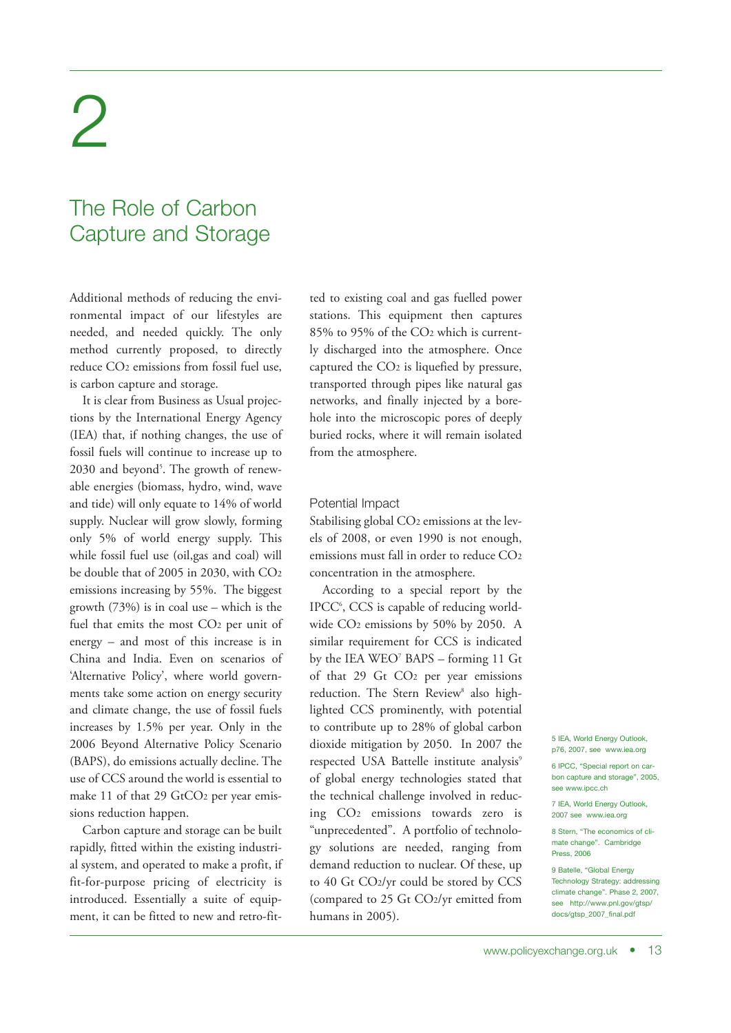# 2

## The Role of Carbon Capture and Storage

Additional methods of reducing the environmental impact of our lifestyles are needed, and needed quickly. The only method currently proposed, to directly reduce $CO_2$ emissions from fossil fuel use, is carbon capture and storage.

It is clear from Business as Usual projections by the International Energy Agency (IEA) that, if nothing changes, the use of fossil fuels will continue to increase up to 2030 and beyond[5]. The growth of renewable energies (biomass, hydro, wind, wave and tide) will only equate to 14% of world supply. Nuclear will grow slowly, forming only 5% of world energy supply. This while fossil fuel use (oil,gas and coal) will be double that of 2005 in 2030, with $CO_2$ emissions increasing by 55%. The biggest growth (73%) is in coal use – which is the fuel that emits the most $CO_2$ per unit of energy – and most of this increase is in China and India. Even on scenarios of 'Alternative Policy', where world governments take some action on energy security and climate change, the use of fossil fuels increases by 1.5% per year. Only in the 2006 Beyond Alternative Policy Scenario (BAPS), do emissions actually decline. The use of CCS around the world is essential to make 11 of that 29 $GtCO_2$ per year emissions reduction happen.

Carbon capture and storage can be built rapidly, fitted within the existing industrial system, and operated to make a profit, if fit-for-purpose pricing of electricity is introduced. Essentially a suite of equipment, it can be fitted to new and retro-fitted to existing coal and gas fuelled power stations. This equipment then captures 85% to 95% of the $CO_2$ which is currently discharged into the atmosphere. Once captured the $CO_2$ is liquefied by pressure, transported through pipes like natural gas networks, and finally injected by a borehole into the microscopic pores of deeply buried rocks, where it will remain isolated from the atmosphere.

### Potential Impact

Stabilising global $CO_2$ emissions at the levels of 2008, or even 1990 is not enough, emissions must fall in order to reduce $CO_2$ concentration in the atmosphere.

According to a special report by the IPCC[6], CCS is capable of reducing worldwide $CO_2$ emissions by 50% by 2050. A similar requirement for CCS is indicated by the IEA WEO[7] BAPS – forming 11 Gt of that 29 Gt $CO_2$ per year emissions reduction. The Stern Review[8] also highlighted CCS prominently, with potential to contribute up to 28% of global carbon dioxide mitigation by 2050. In 2007 the respected USA Battelle institute analysis[9] of global energy technologies stated that the technical challenge involved in reducing $CO_2$ emissions towards zero is "unprecedented". A portfolio of technology solutions are needed, ranging from demand reduction to nuclear. Of these, up to 40 Gt $CO_2$/yr could be stored by CCS (compared to 25 Gt $CO_2$/yr emitted from humans in 2005).

5 IEA, World Energy Outlook, p76, 2007, see www.iea.org

6 IPCC, "Special report on carbon capture and storage", 2005, see www.ipcc.ch

7 IEA, World Energy Outlook, 2007 see www.iea.org

8 Stern, "The economics of climate change". Cambridge Press, 2006

9 Batelle, "Global Energy Technology Strategy: addressing climate change". Phase 2, 2007, see http://www.pnl.gov/gtsp/docs/gtsp_2007_final.pdf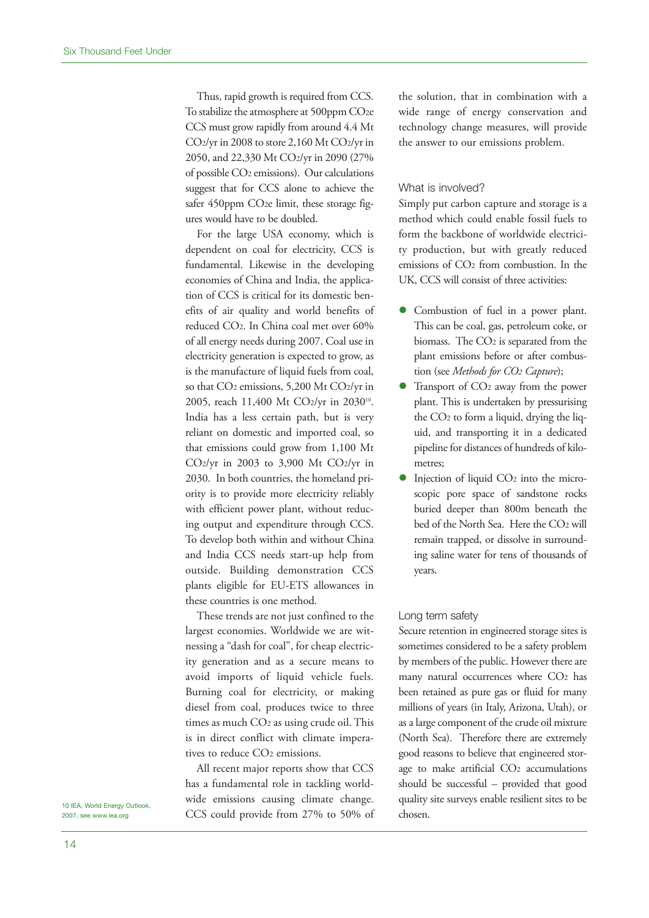Thus, rapid growth is required from CCS. To stabilize the atmosphere at 500ppm $CO_2e$ CCS must grow rapidly from around 4.4 Mt $CO_2$/yr in 2008 to store 2,160 Mt $CO_2$/yr in 2050, and 22,330 Mt $CO_2$/yr in 2090 (27% of possible $CO_2$ emissions). Our calculations suggest that for CCS alone to achieve the safer 450ppm $CO_2e$ limit, these storage figures would have to be doubled.

For the large USA economy, which is dependent on coal for electricity, CCS is fundamental. Likewise in the developing economies of China and India, the application of CCS is critical for its domestic benefits of air quality and world benefits of reduced $CO_2$. In China coal met over 60% of all energy needs during 2007. Coal use in electricity generation is expected to grow, as is the manufacture of liquid fuels from coal, so that $CO_2$ emissions, 5,200 Mt $CO_2$/yr in 2005, reach 11,400 Mt $CO_2$/yr in 2030[10]. India has a less certain path, but is very reliant on domestic and imported coal, so that emissions could grow from 1,100 Mt $CO_2$/yr in 2003 to 3,900 Mt $CO_2$/yr in 2030. In both countries, the homeland priority is to provide more electricity reliably with efficient power plant, without reducing output and expenditure through CCS. To develop both within and without China and India CCS needs start-up help from outside. Building demonstration CCS plants eligible for EU-ETS allowances in these countries is one method.

These trends are not just confined to the largest economies. Worldwide we are witnessing a "dash for coal", for cheap electricity generation and as a secure means to avoid imports of liquid vehicle fuels. Burning coal for electricity, or making diesel from coal, produces twice to three times as much $CO_2$ as using crude oil. This is in direct conflict with climate imperatives to reduce $CO_2$ emissions.

All recent major reports show that CCS has a fundamental role in tackling worldwide emissions causing climate change. CCS could provide from 27% to 50% of the solution, that in combination with a wide range of energy conservation and technology change measures, will provide the answer to our emissions problem.

10 IEA, World Energy Outlook, 2007, see www.iea.org

### What is involved?

Simply put carbon capture and storage is a method which could enable fossil fuels to form the backbone of worldwide electricity production, but with greatly reduced emissions of $CO_2$ from combustion. In the UK, CCS will consist of three activities:

- Combustion of fuel in a power plant. This can be coal, gas, petroleum coke, or biomass. The $CO_2$ is separated from the plant emissions before or after combustion (see *Methods for $CO_2$ Capture*);
- Transport of $CO_2$ away from the power plant. This is undertaken by pressurising the $CO_2$ to form a liquid, drying the liquid, and transporting it in a dedicated pipeline for distances of hundreds of kilometres;
- Injection of liquid $CO_2$ into the microscopic pore space of sandstone rocks buried deeper than 800m beneath the bed of the North Sea. Here the $CO_2$ will remain trapped, or dissolve in surrounding saline water for tens of thousands of years.

### Long term safety

Secure retention in engineered storage sites is sometimes considered to be a safety problem by members of the public. However there are many natural occurrences where $CO_2$ has been retained as pure gas or fluid for many millions of years (in Italy, Arizona, Utah), or as a large component of the crude oil mixture (North Sea). Therefore there are extremely good reasons to believe that engineered storage to make artificial $CO_2$ accumulations should be successful – provided that good quality site surveys enable resilient sites to be chosen.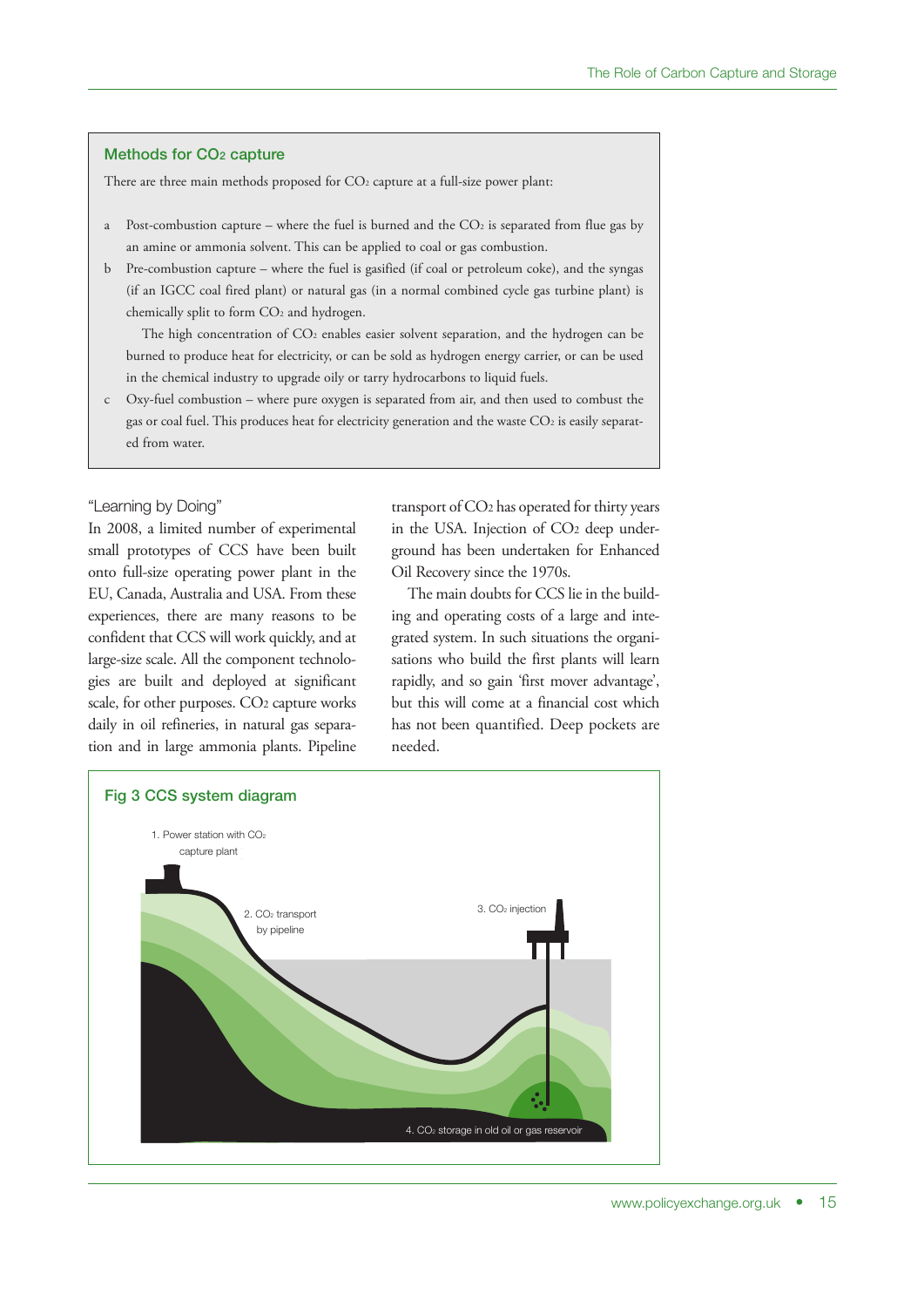### Methods for $CO_2$ capture

There are three main methods proposed for $CO_2$ capture at a full-size power plant:

a Post-combustion capture – where the fuel is burned and the $CO_2$ is separated from flue gas by an amine or ammonia solvent. This can be applied to coal or gas combustion.

b Pre-combustion capture – where the fuel is gasified (if coal or petroleum coke), and the syngas (if an IGCC coal fired plant) or natural gas (in a normal combined cycle gas turbine plant) is chemically split to form $CO_2$ and hydrogen.

  The high concentration of $CO_2$ enables easier solvent separation, and the hydrogen can be burned to produce heat for electricity, or can be sold as hydrogen energy carrier, or can be used in the chemical industry to upgrade oily or tarry hydrocarbons to liquid fuels.

c Oxy-fuel combustion – where pure oxygen is separated from air, and then used to combust the gas or coal fuel. This produces heat for electricity generation and the waste $CO_2$ is easily separated from water.

"Learning by Doing"

In 2008, a limited number of experimental small prototypes of CCS have been built onto full-size operating power plant in the EU, Canada, Australia and USA. From these experiences, there are many reasons to be confident that CCS will work quickly, and at large-size scale. All the component technologies are built and deployed at significant scale, for other purposes. $CO_2$ capture works daily in oil refineries, in natural gas separation and in large ammonia plants. Pipeline transport of $CO_2$ has operated for thirty years in the USA. Injection of $CO_2$ deep underground has been undertaken for Enhanced Oil Recovery since the 1970s.

The main doubts for CCS lie in the building and operating costs of a large and integrated system. In such situations the organisations who build the first plants will learn rapidly, and so gain 'first mover advantage', but this will come at a financial cost which has not been quantified. Deep pockets are needed.

### Fig 3 CCS system diagram

1. Power station with $CO_2$ capture plant
2. $CO_2$ transport by pipeline
3. $CO_2$ injection
4. $CO_2$ storage in old oil or gas reservoir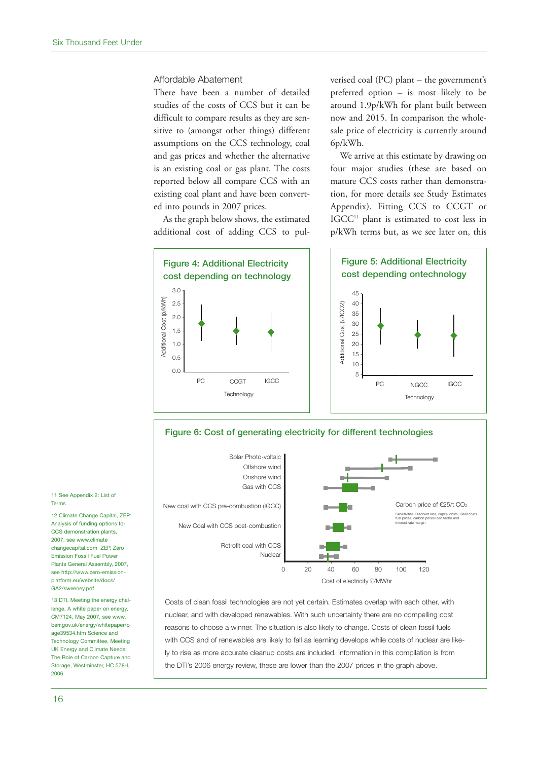## Affordable Abatement

There have been a number of detailed studies of the costs of CCS but it can be difficult to compare results as they are sensitive to (amongst other things) different assumptions on the CCS technology, coal and gas prices and whether the alternative is an existing coal or gas plant. The costs reported below all compare CCS with an existing coal plant and have been converted into pounds in 2007 prices.

As the graph below shows, the estimated additional cost of adding CCS to pulverised coal (PC) plant – the government's preferred option – is most likely to be around 1.9p/kWh for plant built between now and 2015. In comparison the wholesale price of electricity is currently around 6p/kWh.

We arrive at this estimate by drawing on four major studies (these are based on mature CCS costs rather than demonstration, for more details see Study Estimates Appendix). Fitting CCS to CCGT or IGCC[11] plant is estimated to cost less in p/kWh terms but, as we see later on, this

**Figure 4: Additional Electricity cost depending on technology**

**Figure 5: Additional Electricity cost depending ontechnology**

**Figure 6: Cost of generating electricity for different technologies**

Costs of clean fossil technologies are not yet certain. Estimates overlap with each other, with nuclear, and with developed renewables. With such uncertainty there are no compelling cost reasons to choose a winner. The situation is also likely to change. Costs of clean fossil fuels with CCS and of renewables are likely to fall as learning develops while costs of nuclear are likely to rise as more accurate cleanup costs are included. Information in this compilation is from the DTI's 2006 energy review, these are lower than the 2007 prices in the graph above.

11 See Appendix 2: List of Terms

12 Climate Change Capital, ZEP: Analysis of funding options for CCS demonstration plants, 2007, see www.climatechangecapital.com ZEP, Zero Emission Fossil Fuel Power Plants General Assembly, 2007, see http://www.zero-emission-platform.eu/website/docs/GA2/sweeney.pdf

13 DTI, Meeting the energy challenge, A white paper on energy, CM7124, May 2007, see www.berr.gov.uk/energy/whitepaper/page39534.htm Science and Technology Committee, Meeting UK Energy and Climate Needs: The Role of Carbon Capture and Storage, Westminster, HC 578-I, 2006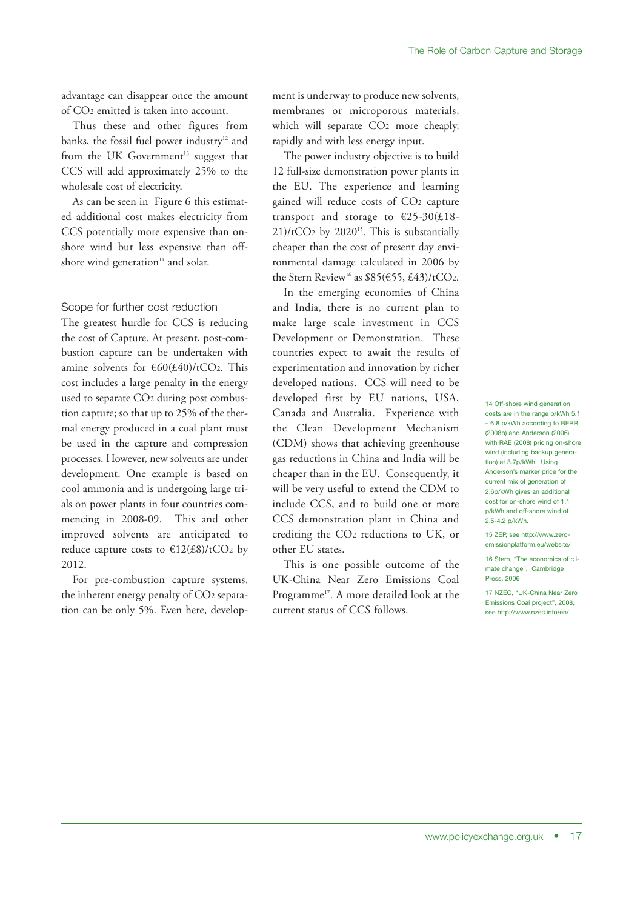advantage can disappear once the amount of $CO_2$ emitted is taken into account.

Thus these and other figures from banks, the fossil fuel power industry[12] and from the UK Government[13] suggest that CCS will add approximately 25% to the wholesale cost of electricity.

As can be seen in Figure 6 this estimated additional cost makes electricity from CCS potentially more expensive than onshore wind but less expensive than offshore wind generation[14] and solar.

## Scope for further cost reduction

The greatest hurdle for CCS is reducing the cost of Capture. At present, post-combustion capture can be undertaken with amine solvents for €60(£40)/$tCO_2$. This cost includes a large penalty in the energy used to separate $CO_2$ during post combustion capture; so that up to 25% of the thermal energy produced in a coal plant must be used in the capture and compression processes. However, new solvents are under development. One example is based on cool ammonia and is undergoing large trials on power plants in four countries commencing in 2008-09. This and other improved solvents are anticipated to reduce capture costs to €12(£8)/$tCO_2$ by 2012.

For pre-combustion capture systems, the inherent energy penalty of $CO_2$ separation can be only 5%. Even here, development is underway to produce new solvents, membranes or microporous materials, which will separate $CO_2$ more cheaply, rapidly and with less energy input.

The power industry objective is to build 12 full-size demonstration power plants in the EU. The experience and learning gained will reduce costs of $CO_2$ capture transport and storage to €25-30(£18-21)/$tCO_2$ by 2020[15]. This is substantially cheaper than the cost of present day environmental damage calculated in 2006 by the Stern Review[16] as $85(€55, £43)/$tCO_2$.

In the emerging economies of China and India, there is no current plan to make large scale investment in CCS Development or Demonstration. These countries expect to await the results of experimentation and innovation by richer developed nations. CCS will need to be developed first by EU nations, USA, Canada and Australia. Experience with the Clean Development Mechanism (CDM) shows that achieving greenhouse gas reductions in China and India will be cheaper than in the EU. Consequently, it will be very useful to extend the CDM to include CCS, and to build one or more CCS demonstration plant in China and crediting the $CO_2$ reductions to UK, or other EU states.

This is one possible outcome of the UK-China Near Zero Emissions Coal Programme[17]. A more detailed look at the current status of CCS follows.

---

14 Off-shore wind generation costs are in the range p/kWh 5.1 – 6.8 p/kWh according to BERR (2008b) and Anderson (2006) with RAE (2008) pricing on-shore wind (including backup generation) at 3.7p/kWh. Using Anderson's marker price for the current mix of generation of 2.6p/kWh gives an additional cost for on-shore wind of 1.1 p/kWh and off-shore wind of 2.5-4.2 p/kWh.

15 ZEP, see http://www.zero-emissionplatform.eu/website/

16 Stern, "The economics of climate change", Cambridge Press, 2006

17 NZEC, "UK-China Near Zero Emissions Coal project", 2008, see http://www.nzec.info/en/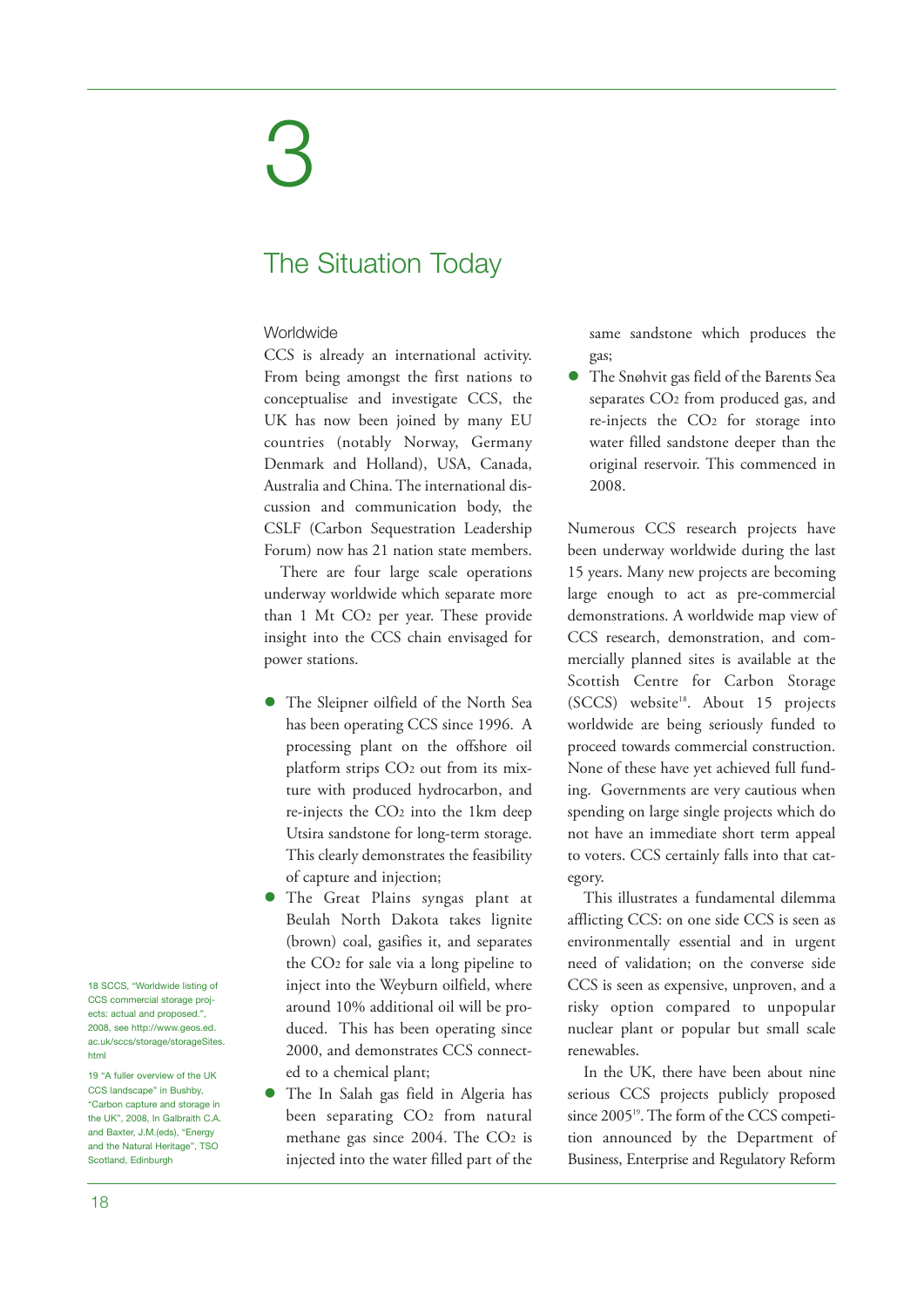# 3

## The Situation Today

### Worldwide

CCS is already an international activity. From being amongst the first nations to conceptualise and investigate CCS, the UK has now been joined by many EU countries (notably Norway, Germany Denmark and Holland), USA, Canada, Australia and China. The international discussion and communication body, the CSLF (Carbon Sequestration Leadership Forum) now has 21 nation state members.

There are four large scale operations underway worldwide which separate more than 1 Mt $CO_2$ per year. These provide insight into the CCS chain envisaged for power stations.

- The Sleipner oilfield of the North Sea has been operating CCS since 1996. A processing plant on the offshore oil platform strips $CO_2$ out from its mixture with produced hydrocarbon, and re-injects the $CO_2$ into the 1km deep Utsira sandstone for long-term storage. This clearly demonstrates the feasibility of capture and injection;
- The Great Plains syngas plant at Beulah North Dakota takes lignite (brown) coal, gasifies it, and separates the $CO_2$ for sale via a long pipeline to inject into the Weyburn oilfield, where around 10% additional oil will be produced. This has been operating since 2000, and demonstrates CCS connected to a chemical plant;
- The In Salah gas field in Algeria has been separating $CO_2$ from natural methane gas since 2004. The $CO_2$ is injected into the water filled part of the same sandstone which produces the gas;
- The Snøhvit gas field of the Barents Sea separates $CO_2$ from produced gas, and re-injects the $CO_2$ for storage into water filled sandstone deeper than the original reservoir. This commenced in 2008.

Numerous CCS research projects have been underway worldwide during the last 15 years. Many new projects are becoming large enough to act as pre-commercial demonstrations. A worldwide map view of CCS research, demonstration, and commercially planned sites is available at the Scottish Centre for Carbon Storage (SCCS) website[18]. About 15 projects worldwide are being seriously funded to proceed towards commercial construction. None of these have yet achieved full funding. Governments are very cautious when spending on large single projects which do not have an immediate short term appeal to voters. CCS certainly falls into that category.

This illustrates a fundamental dilemma afflicting CCS: on one side CCS is seen as environmentally essential and in urgent need of validation; on the converse side CCS is seen as expensive, unproven, and a risky option compared to unpopular nuclear plant or popular but small scale renewables.

In the UK, there have been about nine serious CCS projects publicly proposed since 2005[19]. The form of the CCS competition announced by the Department of Business, Enterprise and Regulatory Reform

---

18 SCCS, "Worldwide listing of CCS commercial storage projects: actual and proposed.", 2008, see http://www.geos.ed.ac.uk/sccs/storage/storageSites.html

19 "A fuller overview of the UK CCS landscape" in Bushby, "Carbon capture and storage in the UK", 2008, In Galbraith C.A. and Baxter, J.M.(eds), "Energy and the Natural Heritage", TSO Scotland, Edinburgh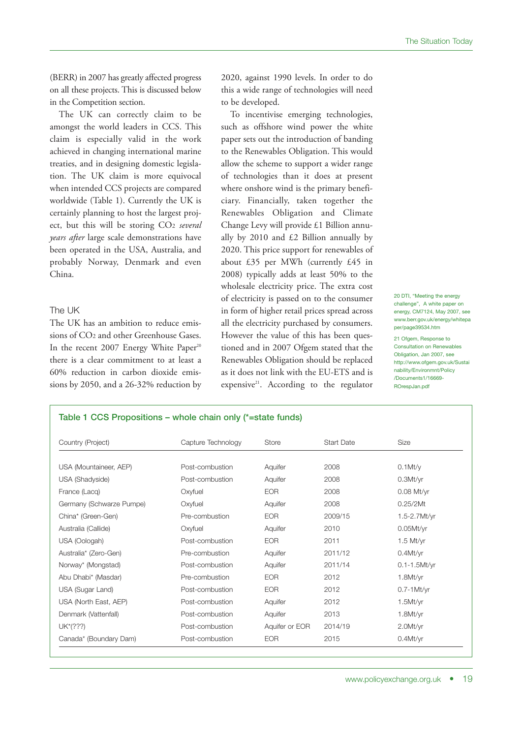(BERR) in 2007 has greatly affected progress on all these projects. This is discussed below in the Competition section.

The UK can correctly claim to be amongst the world leaders in CCS. This claim is especially valid in the work achieved in changing international marine treaties, and in designing domestic legislation. The UK claim is more equivocal when intended CCS projects are compared worldwide (Table 1). Currently the UK is certainly planning to host the largest project, but this will be storing $CO_2$ *several years after* large scale demonstrations have been operated in the USA, Australia, and probably Norway, Denmark and even China.

## The UK

The UK has an ambition to reduce emissions of $CO_2$ and other Greenhouse Gases. In the recent 2007 Energy White Paper[20] there is a clear commitment to at least a 60% reduction in carbon dioxide emissions by 2050, and a 26-32% reduction by 2020, against 1990 levels. In order to do this a wide range of technologies will need to be developed.

To incentivise emerging technologies, such as offshore wind power the white paper sets out the introduction of banding to the Renewables Obligation. This would allow the scheme to support a wider range of technologies than it does at present where onshore wind is the primary beneficiary. Financially, taken together the Renewables Obligation and Climate Change Levy will provide £1 Billion annually by 2010 and £2 Billion annually by 2020. This price support for renewables of about £35 per MWh (currently £45 in 2008) typically adds at least 50% to the wholesale electricity price. The extra cost of electricity is passed on to the consumer in form of higher retail prices spread across all the electricity purchased by consumers. However the value of this has been questioned and in 2007 Ofgem stated that the Renewables Obligation should be replaced as it does not link with the EU-ETS and is expensive[21]. According to the regulator

20 DTI, "Meeting the energy challenge", A white paper on energy, CM7124, May 2007, see www.berr.gov.uk/energy/whitepaper/page39534.htm

21 Ofgem, Response to Consultation on Renewables Obligation, Jan 2007, see http://www.ofgem.gov.uk/Sustainability/Environmnt/Policy/Documents1/16669-ROrespJan.pdf

**Table 1 CCS Propositions – whole chain only (*=state funds)**

| Country (Project) | Capture Technology | Store | Start Date | Size |
|---|---|---|---|---|
| USA (Mountaineer, AEP) | Post-combustion | Aquifer | 2008 | 0.1Mt/y |
| USA (Shadyside) | Post-combustion | Aquifer | 2008 | 0.3Mt/yr |
| France (Lacq) | Oxyfuel | EOR | 2008 | 0.08 Mt/yr |
| Germany (Schwarze Pumpe) | Oxyfuel | Aquifer | 2008 | 0.25/2Mt |
| China* (Green-Gen) | Pre-combustion | EOR | 2009/15 | 1.5-2.7Mt/yr |
| Australia (Callide) | Oxyfuel | Aquifer | 2010 | 0.05Mt/yr |
| USA (Oologah) | Post-combustion | EOR | 2011 | 1.5 Mt/yr |
| Australia* (Zero-Gen) | Pre-combustion | Aquifer | 2011/12 | 0.4Mt/yr |
| Norway* (Mongstad) | Post-combustion | Aquifer | 2011/14 | 0.1-1.5Mt/yr |
| Abu Dhabi* (Masdar) | Pre-combustion | EOR | 2012 | 1.8Mt/yr |
| USA (Sugar Land) | Post-combustion | EOR | 2012 | 0.7-1Mt/yr |
| USA (North East, AEP) | Post-combustion | Aquifer | 2012 | 1.5Mt/yr |
| Denmark (Vattenfall) | Post-combustion | Aquifer | 2013 | 1.8Mt/yr |
| UK*(???) | Post-combustion | Aquifer or EOR | 2014/19 | 2.0Mt/yr |
| Canada* (Boundary Dam) | Post-combustion | EOR | 2015 | 0.4Mt/yr |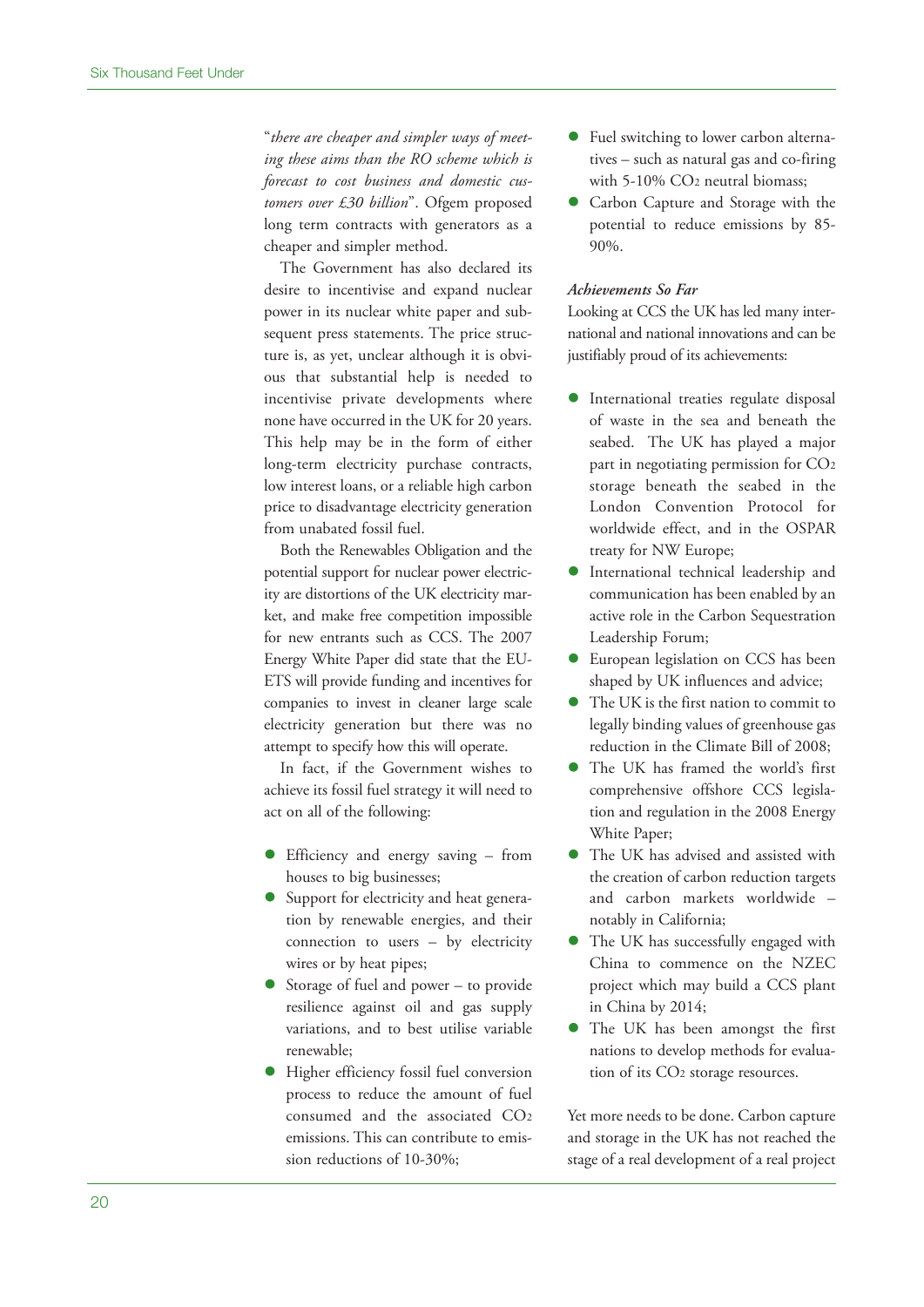"*there are cheaper and simpler ways of meeting these aims than the RO scheme which is forecast to cost business and domestic customers over £30 billion*". Ofgem proposed long term contracts with generators as a cheaper and simpler method.

The Government has also declared its desire to incentivise and expand nuclear power in its nuclear white paper and subsequent press statements. The price structure is, as yet, unclear although it is obvious that substantial help is needed to incentivise private developments where none have occurred in the UK for 20 years. This help may be in the form of either long-term electricity purchase contracts, low interest loans, or a reliable high carbon price to disadvantage electricity generation from unabated fossil fuel.

Both the Renewables Obligation and the potential support for nuclear power electricity are distortions of the UK electricity market, and make free competition impossible for new entrants such as CCS. The 2007 Energy White Paper did state that the EU-ETS will provide funding and incentives for companies to invest in cleaner large scale electricity generation but there was no attempt to specify how this will operate.

In fact, if the Government wishes to achieve its fossil fuel strategy it will need to act on all of the following:

- Efficiency and energy saving – from houses to big businesses;
- Support for electricity and heat generation by renewable energies, and their connection to users – by electricity wires or by heat pipes;
- Storage of fuel and power – to provide resilience against oil and gas supply variations, and to best utilise variable renewable;
- Higher efficiency fossil fuel conversion process to reduce the amount of fuel consumed and the associated $CO_2$ emissions. This can contribute to emission reductions of 10-30%;
- Fuel switching to lower carbon alternatives – such as natural gas and co-firing with 5-10% $CO_2$ neutral biomass;
- Carbon Capture and Storage with the potential to reduce emissions by 85-90%.

***Achievements So Far***

Looking at CCS the UK has led many international and national innovations and can be justifiably proud of its achievements:

- International treaties regulate disposal of waste in the sea and beneath the seabed. The UK has played a major part in negotiating permission for $CO_2$ storage beneath the seabed in the London Convention Protocol for worldwide effect, and in the OSPAR treaty for NW Europe;
- International technical leadership and communication has been enabled by an active role in the Carbon Sequestration Leadership Forum;
- European legislation on CCS has been shaped by UK influences and advice;
- The UK is the first nation to commit to legally binding values of greenhouse gas reduction in the Climate Bill of 2008;
- The UK has framed the world's first comprehensive offshore CCS legislation and regulation in the 2008 Energy White Paper;
- The UK has advised and assisted with the creation of carbon reduction targets and carbon markets worldwide – notably in California;
- The UK has successfully engaged with China to commence on the NZEC project which may build a CCS plant in China by 2014;
- The UK has been amongst the first nations to develop methods for evaluation of its $CO_2$ storage resources.

Yet more needs to be done. Carbon capture and storage in the UK has not reached the stage of a real development of a real project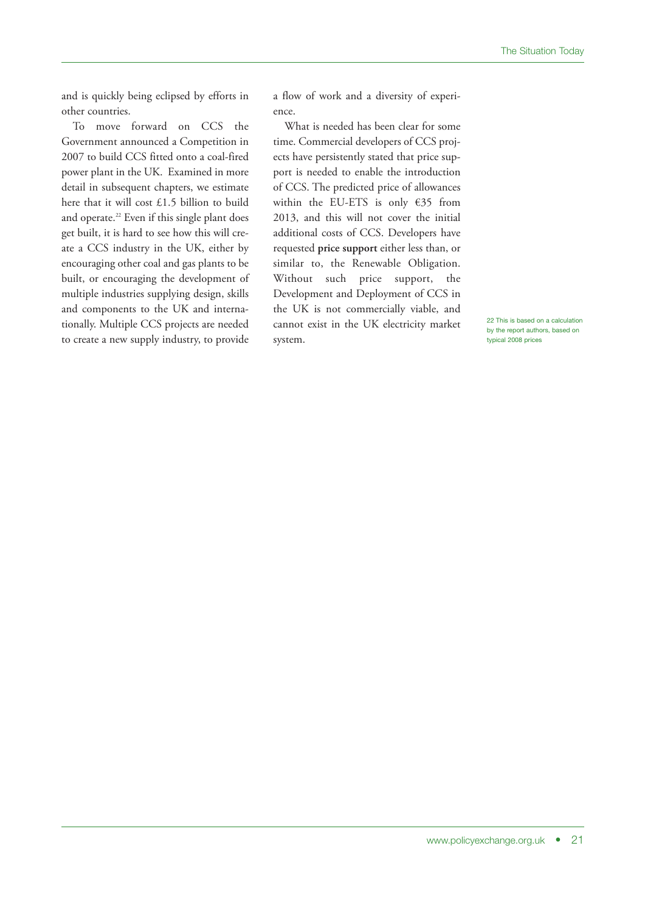and is quickly being eclipsed by efforts in other countries.

To move forward on CCS the Government announced a Competition in 2007 to build CCS fitted onto a coal-fired power plant in the UK. Examined in more detail in subsequent chapters, we estimate here that it will cost £1.5 billion to build and operate.[22] Even if this single plant does get built, it is hard to see how this will create a CCS industry in the UK, either by encouraging other coal and gas plants to be built, or encouraging the development of multiple industries supplying design, skills and components to the UK and internationally. Multiple CCS projects are needed to create a new supply industry, to provide a flow of work and a diversity of experience.

What is needed has been clear for some time. Commercial developers of CCS projects have persistently stated that price support is needed to enable the introduction of CCS. The predicted price of allowances within the EU-ETS is only €35 from 2013, and this will not cover the initial additional costs of CCS. Developers have requested **price support** either less than, or similar to, the Renewable Obligation. Without such price support, the Development and Deployment of CCS in the UK is not commercially viable, and cannot exist in the UK electricity market system.

22 This is based on a calculation by the report authors, based on typical 2008 prices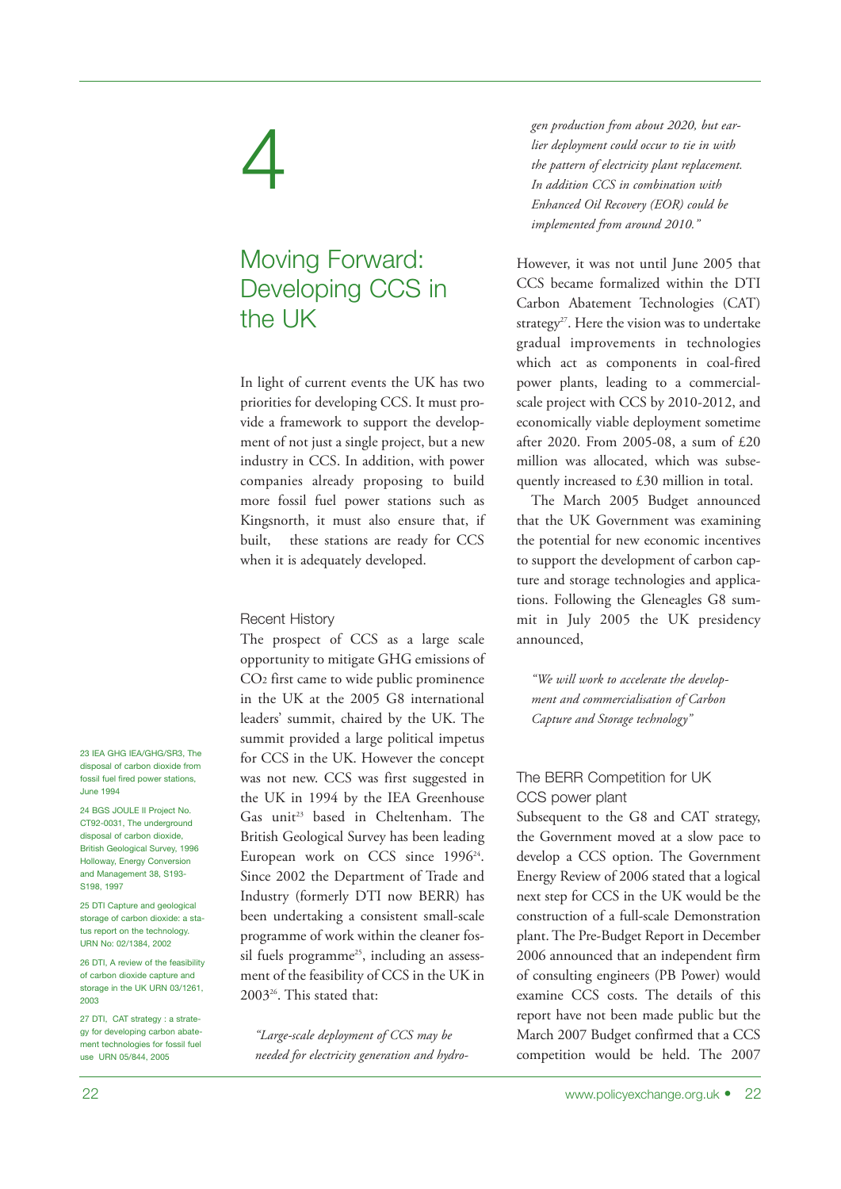# 4

# Moving Forward: Developing CCS in the UK

In light of current events the UK has two priorities for developing CCS. It must provide a framework to support the development of not just a single project, but a new industry in CCS. In addition, with power companies already proposing to build more fossil fuel power stations such as Kingsnorth, it must also ensure that, if built, these stations are ready for CCS when it is adequately developed.

## Recent History

The prospect of CCS as a large scale opportunity to mitigate GHG emissions of $CO_2$ first came to wide public prominence in the UK at the 2005 G8 international leaders' summit, chaired by the UK. The summit provided a large political impetus for CCS in the UK. However the concept was not new. CCS was first suggested in the UK in 1994 by the IEA Greenhouse Gas unit[23] based in Cheltenham. The British Geological Survey has been leading European work on CCS since 1996[24]. Since 2002 the Department of Trade and Industry (formerly DTI now BERR) has been undertaking a consistent small-scale programme of work within the cleaner fossil fuels programme[25], including an assessment of the feasibility of CCS in the UK in 2003[26]. This stated that:

> *"Large-scale deployment of CCS may be needed for electricity generation and hydrogen production from about 2020, but earlier deployment could occur to tie in with the pattern of electricity plant replacement. In addition CCS in combination with Enhanced Oil Recovery (EOR) could be implemented from around 2010."*

However, it was not until June 2005 that CCS became formalized within the DTI Carbon Abatement Technologies (CAT) strategy[27]. Here the vision was to undertake gradual improvements in technologies which act as components in coal-fired power plants, leading to a commercial-scale project with CCS by 2010-2012, and economically viable deployment sometime after 2020. From 2005-08, a sum of £20 million was allocated, which was subsequently increased to £30 million in total.

The March 2005 Budget announced that the UK Government was examining the potential for new economic incentives to support the development of carbon capture and storage technologies and applications. Following the Gleneagles G8 summit in July 2005 the UK presidency announced,

> *"We will work to accelerate the development and commercialisation of Carbon Capture and Storage technology"*

## The BERR Competition for UK CCS power plant

Subsequent to the G8 and CAT strategy, the Government moved at a slow pace to develop a CCS option. The Government Energy Review of 2006 stated that a logical next step for CCS in the UK would be the construction of a full-scale Demonstration plant. The Pre-Budget Report in December 2006 announced that an independent firm of consulting engineers (PB Power) would examine CCS costs. The details of this report have not been made public but the March 2007 Budget confirmed that a CCS competition would be held. The 2007

---

23 IEA GHG IEA/GHG/SR3, The disposal of carbon dioxide from fossil fuel fired power stations, June 1994

24 BGS JOULE II Project No. CT92-0031, The underground disposal of carbon dioxide, British Geological Survey, 1996 Holloway, Energy Conversion and Management 38, S193-S198, 1997

25 DTI Capture and geological storage of carbon dioxide: a status report on the technology. URN No: 02/1384, 2002

26 DTI, A review of the feasibility of carbon dioxide capture and storage in the UK URN 03/1261, 2003

27 DTI, CAT strategy : a strategy for developing carbon abatement technologies for fossil fuel use URN 05/844, 2005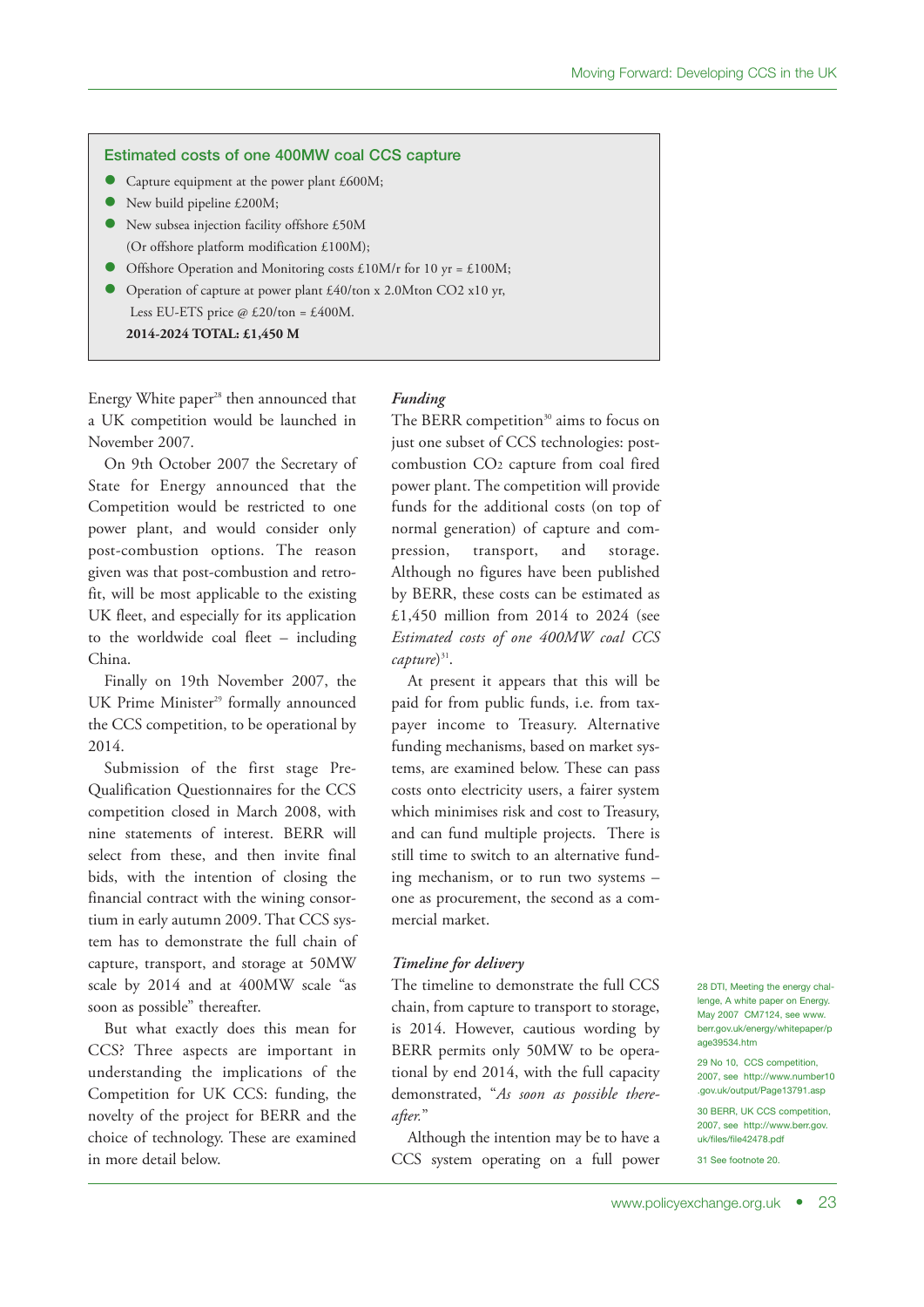### Estimated costs of one 400MW coal CCS capture

- Capture equipment at the power plant £600M;
- New build pipeline £200M;
- New subsea injection facility offshore £50M (Or offshore platform modification £100M);
- Offshore Operation and Monitoring costs £10M/r for 10 yr = £100M;
- Operation of capture at power plant £40/ton x 2.0Mton CO2 x10 yr, Less EU-ETS price @ £20/ton = £400M.

**2014-2024 TOTAL: £1,450 M**

Energy White paper[28] then announced that a UK competition would be launched in November 2007.

On 9th October 2007 the Secretary of State for Energy announced that the Competition would be restricted to one power plant, and would consider only post-combustion options. The reason given was that post-combustion and retrofit, will be most applicable to the existing UK fleet, and especially for its application to the worldwide coal fleet – including China.

Finally on 19th November 2007, the UK Prime Minister[29] formally announced the CCS competition, to be operational by 2014.

Submission of the first stage Pre-Qualification Questionnaires for the CCS competition closed in March 2008, with nine statements of interest. BERR will select from these, and then invite final bids, with the intention of closing the financial contract with the wining consortium in early autumn 2009. That CCS system has to demonstrate the full chain of capture, transport, and storage at 50MW scale by 2014 and at 400MW scale "as soon as possible" thereafter.

But what exactly does this mean for CCS? Three aspects are important in understanding the implications of the Competition for UK CCS: funding, the novelty of the project for BERR and the choice of technology. These are examined in more detail below.

#### *Funding*

The BERR competition[30] aims to focus on just one subset of CCS technologies: post-combustion $CO_2$ capture from coal fired power plant. The competition will provide funds for the additional costs (on top of normal generation) of capture and compression, transport, and storage. Although no figures have been published by BERR, these costs can be estimated as £1,450 million from 2014 to 2024 (see *Estimated costs of one 400MW coal CCS capture*)[31].

At present it appears that this will be paid for from public funds, i.e. from taxpayer income to Treasury. Alternative funding mechanisms, based on market systems, are examined below. These can pass costs onto electricity users, a fairer system which minimises risk and cost to Treasury, and can fund multiple projects. There is still time to switch to an alternative funding mechanism, or to run two systems – one as procurement, the second as a commercial market.

#### *Timeline for delivery*

The timeline to demonstrate the full CCS chain, from capture to transport to storage, is 2014. However, cautious wording by BERR permits only 50MW to be operational by end 2014, with the full capacity demonstrated, "*As soon as possible thereafter.*"

Although the intention may be to have a CCS system operating on a full power

---

28 DTI, Meeting the energy challenge, A white paper on Energy. May 2007 CM7124, see www.berr.gov.uk/energy/whitepaper/page39534.htm

29 No 10, CCS competition, 2007, see http://www.number10.gov.uk/output/Page13791.asp

30 BERR, UK CCS competition, 2007, see http://www.berr.gov.uk/files/file42478.pdf

31 See footnote 20.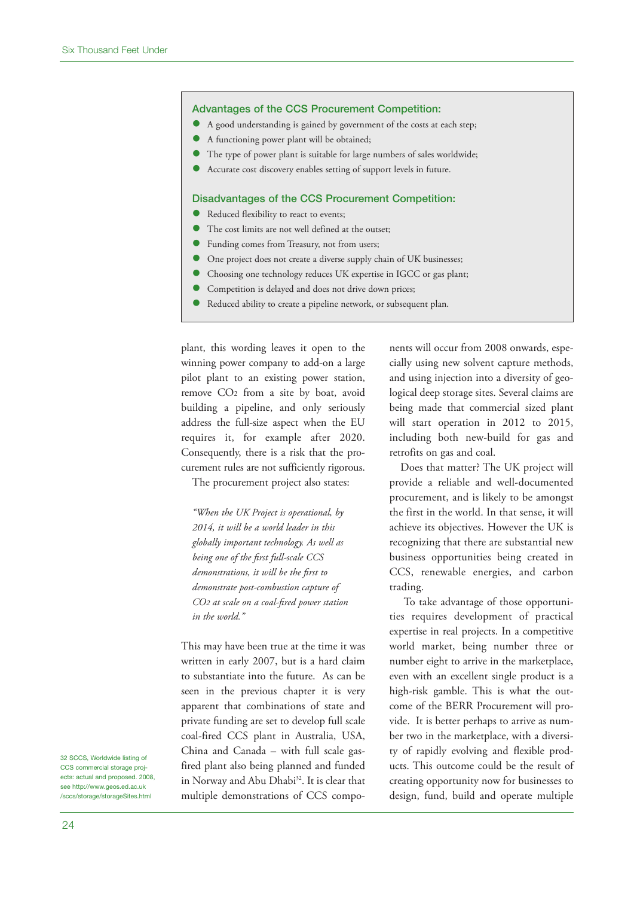### Advantages of the CCS Procurement Competition:

- A good understanding is gained by government of the costs at each step;
- A functioning power plant will be obtained;
- The type of power plant is suitable for large numbers of sales worldwide;
- Accurate cost discovery enables setting of support levels in future.

### Disadvantages of the CCS Procurement Competition:

- Reduced flexibility to react to events;
- The cost limits are not well defined at the outset;
- Funding comes from Treasury, not from users;
- One project does not create a diverse supply chain of UK businesses;
- Choosing one technology reduces UK expertise in IGCC or gas plant;
- Competition is delayed and does not drive down prices;
- Reduced ability to create a pipeline network, or subsequent plan.

plant, this wording leaves it open to the winning power company to add-on a large pilot plant to an existing power station, remove $CO_2$ from a site by boat, avoid building a pipeline, and only seriously address the full-size aspect when the EU requires it, for example after 2020. Consequently, there is a risk that the procurement rules are not sufficiently rigorous.

The procurement project also states:

> *"When the UK Project is operational, by 2014, it will be a world leader in this globally important technology. As well as being one of the first full-scale CCS demonstrations, it will be the first to demonstrate post-combustion capture of CO2 at scale on a coal-fired power station in the world."*

This may have been true at the time it was written in early 2007, but is a hard claim to substantiate into the future. As can be seen in the previous chapter it is very apparent that combinations of state and private funding are set to develop full scale coal-fired CCS plant in Australia, USA, China and Canada – with full scale gas-fired plant also being planned and funded in Norway and Abu Dhabi[32]. It is clear that multiple demonstrations of CCS components will occur from 2008 onwards, especially using new solvent capture methods, and using injection into a diversity of geological deep storage sites. Several claims are being made that commercial sized plant will start operation in 2012 to 2015, including both new-build for gas and retrofits on gas and coal.

Does that matter? The UK project will provide a reliable and well-documented procurement, and is likely to be amongst the first in the world. In that sense, it will achieve its objectives. However the UK is recognizing that there are substantial new business opportunities being created in CCS, renewable energies, and carbon trading.

To take advantage of those opportunities requires development of practical expertise in real projects. In a competitive world market, being number three or number eight to arrive in the marketplace, even with an excellent single product is a high-risk gamble. This is what the outcome of the BERR Procurement will provide. It is better perhaps to arrive as number two in the marketplace, with a diversity of rapidly evolving and flexible products. This outcome could be the result of creating opportunity now for businesses to design, fund, build and operate multiple

32 SCCS, Worldwide listing of CCS commercial storage projects: actual and proposed. 2008, see http://www.geos.ed.ac.uk/sccs/storage/storageSites.html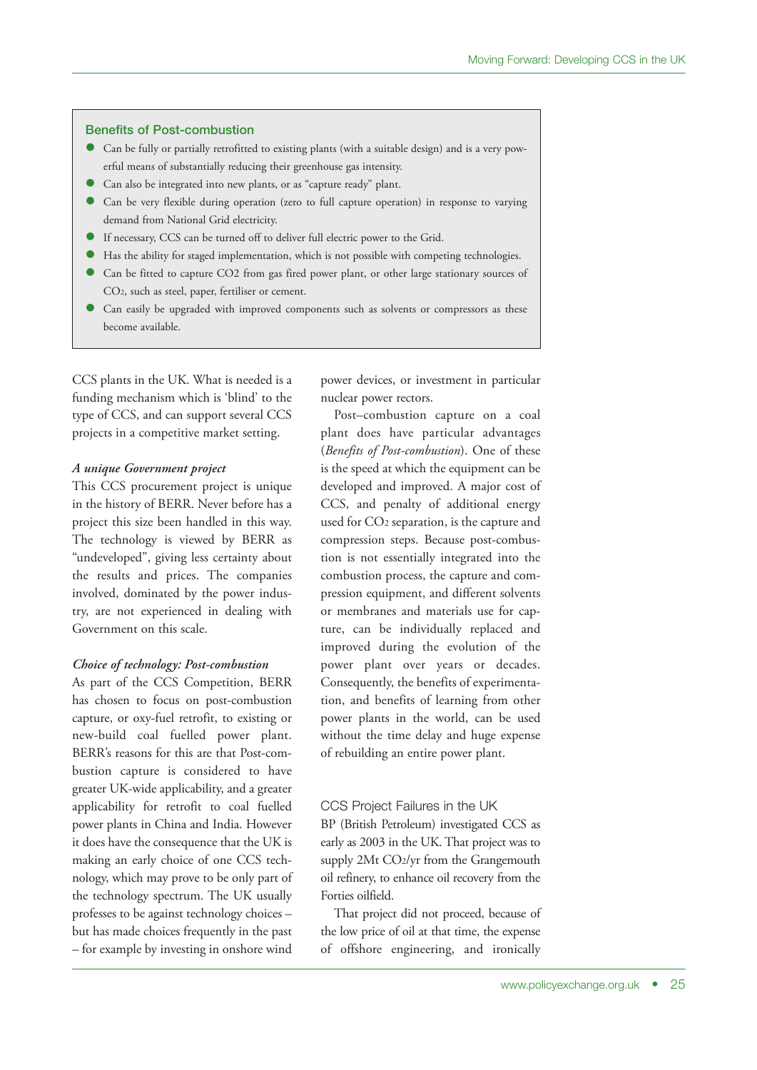### Benefits of Post-combustion

- Can be fully or partially retrofitted to existing plants (with a suitable design) and is a very powerful means of substantially reducing their greenhouse gas intensity.
- Can also be integrated into new plants, or as "capture ready" plant.
- Can be very flexible during operation (zero to full capture operation) in response to varying demand from National Grid electricity.
- If necessary, CCS can be turned off to deliver full electric power to the Grid.
- Has the ability for staged implementation, which is not possible with competing technologies.
- Can be fitted to capture CO2 from gas fired power plant, or other large stationary sources of $CO_2$, such as steel, paper, fertiliser or cement.
- Can easily be upgraded with improved components such as solvents or compressors as these become available.

CCS plants in the UK. What is needed is a funding mechanism which is 'blind' to the type of CCS, and can support several CCS projects in a competitive market setting.

***A unique Government project***

This CCS procurement project is unique in the history of BERR. Never before has a project this size been handled in this way. The technology is viewed by BERR as "undeveloped", giving less certainty about the results and prices. The companies involved, dominated by the power industry, are not experienced in dealing with Government on this scale.

***Choice of technology: Post-combustion***

As part of the CCS Competition, BERR has chosen to focus on post-combustion capture, or oxy-fuel retrofit, to existing or new-build coal fuelled power plant. BERR's reasons for this are that Post-combustion capture is considered to have greater UK-wide applicability, and a greater applicability for retrofit to coal fuelled power plants in China and India. However it does have the consequence that the UK is making an early choice of one CCS technology, which may prove to be only part of the technology spectrum. The UK usually professes to be against technology choices – but has made choices frequently in the past – for example by investing in onshore wind power devices, or investment in particular nuclear power rectors.

Post–combustion capture on a coal plant does have particular advantages (*Benefits of Post-combustion*). One of these is the speed at which the equipment can be developed and improved. A major cost of CCS, and penalty of additional energy used for $CO_2$ separation, is the capture and compression steps. Because post-combustion is not essentially integrated into the combustion process, the capture and compression equipment, and different solvents or membranes and materials use for capture, can be individually replaced and improved during the evolution of the power plant over years or decades. Consequently, the benefits of experimentation, and benefits of learning from other power plants in the world, can be used without the time delay and huge expense of rebuilding an entire power plant.

## CCS Project Failures in the UK

BP (British Petroleum) investigated CCS as early as 2003 in the UK. That project was to supply 2Mt $CO_2$/yr from the Grangemouth oil refinery, to enhance oil recovery from the Forties oilfield.

That project did not proceed, because of the low price of oil at that time, the expense of offshore engineering, and ironically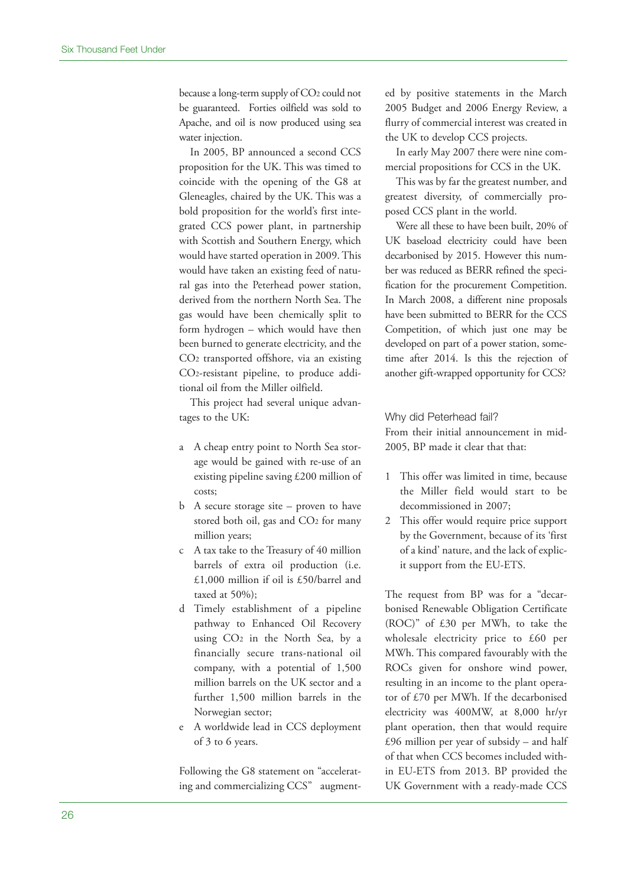because a long-term supply of $CO_2$ could not be guaranteed. Forties oilfield was sold to Apache, and oil is now produced using sea water injection.

In 2005, BP announced a second CCS proposition for the UK. This was timed to coincide with the opening of the G8 at Gleneagles, chaired by the UK. This was a bold proposition for the world's first integrated CCS power plant, in partnership with Scottish and Southern Energy, which would have started operation in 2009. This would have taken an existing feed of natural gas into the Peterhead power station, derived from the northern North Sea. The gas would have been chemically split to form hydrogen – which would have then been burned to generate electricity, and the $CO_2$ transported offshore, via an existing $CO_2$-resistant pipeline, to produce additional oil from the Miller oilfield.

This project had several unique advantages to the UK:

a A cheap entry point to North Sea storage would be gained with re-use of an existing pipeline saving £200 million of costs;

b A secure storage site – proven to have stored both oil, gas and $CO_2$ for many million years;

c A tax take to the Treasury of 40 million barrels of extra oil production (i.e. £1,000 million if oil is £50/barrel and taxed at 50%);

d Timely establishment of a pipeline pathway to Enhanced Oil Recovery using $CO_2$ in the North Sea, by a financially secure trans-national oil company, with a potential of 1,500 million barrels on the UK sector and a further 1,500 million barrels in the Norwegian sector;

e A worldwide lead in CCS deployment of 3 to 6 years.

Following the G8 statement on "accelerating and commercializing CCS" augmented by positive statements in the March 2005 Budget and 2006 Energy Review, a flurry of commercial interest was created in the UK to develop CCS projects.

In early May 2007 there were nine commercial propositions for CCS in the UK.

This was by far the greatest number, and greatest diversity, of commercially proposed CCS plant in the world.

Were all these to have been built, 20% of UK baseload electricity could have been decarbonised by 2015. However this number was reduced as BERR refined the specification for the procurement Competition. In March 2008, a different nine proposals have been submitted to BERR for the CCS Competition, of which just one may be developed on part of a power station, sometime after 2014. Is this the rejection of another gift-wrapped opportunity for CCS?

### Why did Peterhead fail?

From their initial announcement in mid-2005, BP made it clear that that:

1 This offer was limited in time, because the Miller field would start to be decommissioned in 2007;

2 This offer would require price support by the Government, because of its 'first of a kind' nature, and the lack of explicit support from the EU-ETS.

The request from BP was for a "decarbonised Renewable Obligation Certificate (ROC)" of £30 per MWh, to take the wholesale electricity price to £60 per MWh. This compared favourably with the ROCs given for onshore wind power, resulting in an income to the plant operator of £70 per MWh. If the decarbonised electricity was 400MW, at 8,000 hr/yr plant operation, then that would require £96 million per year of subsidy – and half of that when CCS becomes included within EU-ETS from 2013. BP provided the UK Government with a ready-made CCS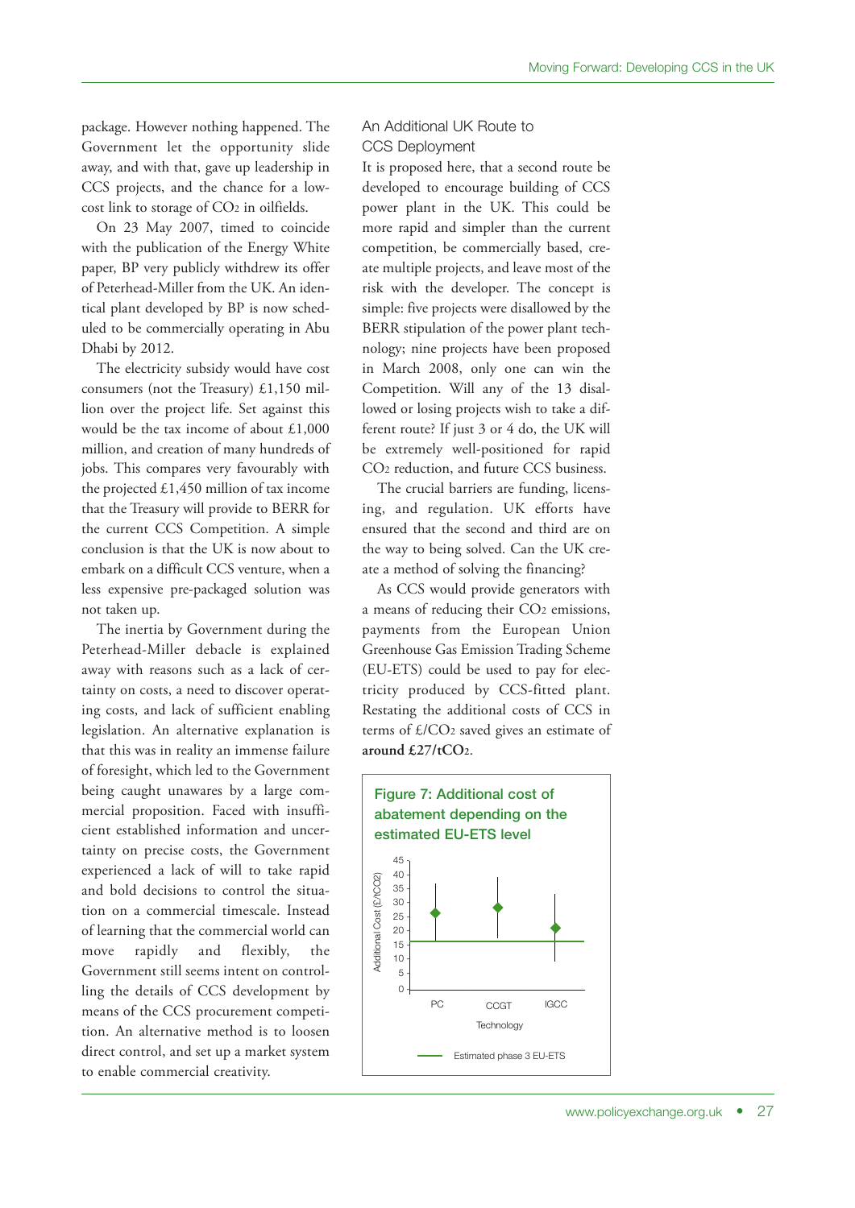package. However nothing happened. The Government let the opportunity slide away, and with that, gave up leadership in CCS projects, and the chance for a low-cost link to storage of $CO_2$ in oilfields.

On 23 May 2007, timed to coincide with the publication of the Energy White paper, BP very publicly withdrew its offer of Peterhead-Miller from the UK. An identical plant developed by BP is now scheduled to be commercially operating in Abu Dhabi by 2012.

The electricity subsidy would have cost consumers (not the Treasury) £1,150 million over the project life. Set against this would be the tax income of about £1,000 million, and creation of many hundreds of jobs. This compares very favourably with the projected £1,450 million of tax income that the Treasury will provide to BERR for the current CCS Competition. A simple conclusion is that the UK is now about to embark on a difficult CCS venture, when a less expensive pre-packaged solution was not taken up.

The inertia by Government during the Peterhead-Miller debacle is explained away with reasons such as a lack of certainty on costs, a need to discover operating costs, and lack of sufficient enabling legislation. An alternative explanation is that this was in reality an immense failure of foresight, which led to the Government being caught unawares by a large commercial proposition. Faced with insufficient established information and uncertainty on precise costs, the Government experienced a lack of will to take rapid and bold decisions to control the situation on a commercial timescale. Instead of learning that the commercial world can move rapidly and flexibly, the Government still seems intent on controlling the details of CCS development by means of the CCS procurement competition. An alternative method is to loosen direct control, and set up a market system to enable commercial creativity.

## An Additional UK Route to CCS Deployment

It is proposed here, that a second route be developed to encourage building of CCS power plant in the UK. This could be more rapid and simpler than the current competition, be commercially based, create multiple projects, and leave most of the risk with the developer. The concept is simple: five projects were disallowed by the BERR stipulation of the power plant technology; nine projects have been proposed in March 2008, only one can win the Competition. Will any of the 13 disallowed or losing projects wish to take a different route? If just 3 or 4 do, the UK will be extremely well-positioned for rapid $CO_2$ reduction, and future CCS business.

The crucial barriers are funding, licensing, and regulation. UK efforts have ensured that the second and third are on the way to being solved. Can the UK create a method of solving the financing?

As CCS would provide generators with a means of reducing their $CO_2$ emissions, payments from the European Union Greenhouse Gas Emission Trading Scheme (EU-ETS) could be used to pay for electricity produced by CCS-fitted plant. Restating the additional costs of CCS in terms of £/$CO_2$ saved gives an estimate of **around £27/t$CO_2$**.

Figure 7: Additional cost of abatement depending on the estimated EU-ETS level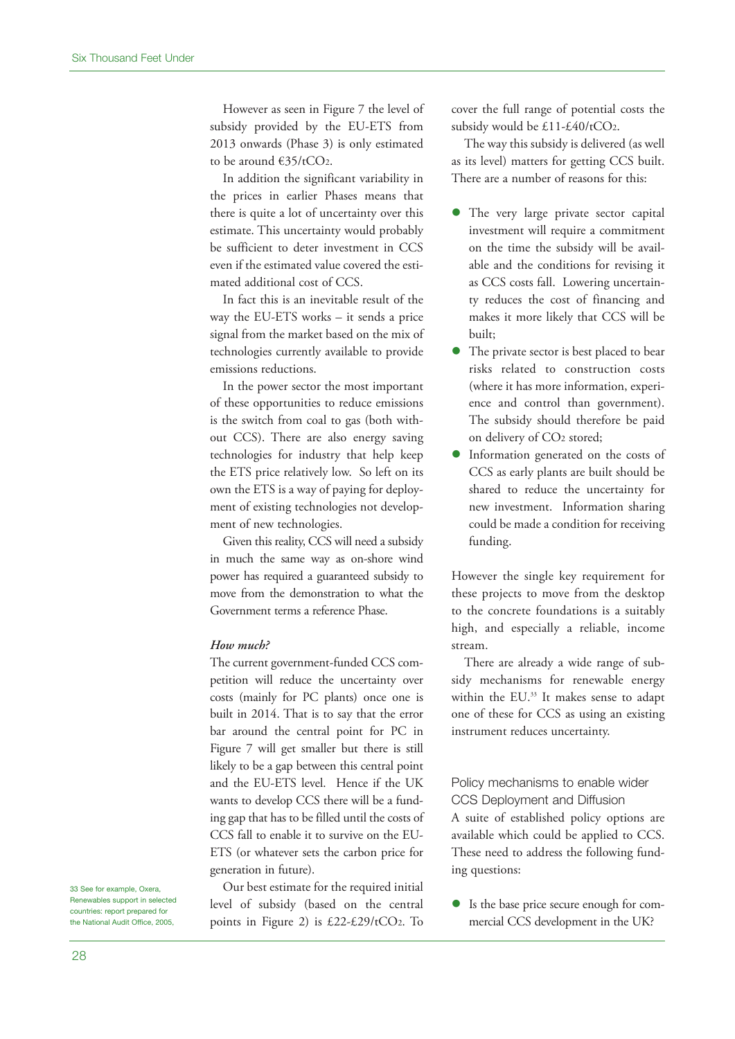However as seen in Figure 7 the level of subsidy provided by the EU-ETS from 2013 onwards (Phase 3) is only estimated to be around €35/t$CO_2$.

In addition the significant variability in the prices in earlier Phases means that there is quite a lot of uncertainty over this estimate. This uncertainty would probably be sufficient to deter investment in CCS even if the estimated value covered the estimated additional cost of CCS.

In fact this is an inevitable result of the way the EU-ETS works – it sends a price signal from the market based on the mix of technologies currently available to provide emissions reductions.

In the power sector the most important of these opportunities to reduce emissions is the switch from coal to gas (both without CCS). There are also energy saving technologies for industry that help keep the ETS price relatively low. So left on its own the ETS is a way of paying for deployment of existing technologies not development of new technologies.

Given this reality, CCS will need a subsidy in much the same way as on-shore wind power has required a guaranteed subsidy to move from the demonstration to what the Government terms a reference Phase.

***How much?***

The current government-funded CCS competition will reduce the uncertainty over costs (mainly for PC plants) once one is built in 2014. That is to say that the error bar around the central point for PC in Figure 7 will get smaller but there is still likely to be a gap between this central point and the EU-ETS level. Hence if the UK wants to develop CCS there will be a funding gap that has to be filled until the costs of CCS fall to enable it to survive on the EU-ETS (or whatever sets the carbon price for generation in future).

Our best estimate for the required initial level of subsidy (based on the central points in Figure 2) is £22-£29/t$CO_2$. To cover the full range of potential costs the subsidy would be £11-£40/t$CO_2$.

The way this subsidy is delivered (as well as its level) matters for getting CCS built. There are a number of reasons for this:

- The very large private sector capital investment will require a commitment on the time the subsidy will be available and the conditions for revising it as CCS costs fall. Lowering uncertainty reduces the cost of financing and makes it more likely that CCS will be built;
- The private sector is best placed to bear risks related to construction costs (where it has more information, experience and control than government). The subsidy should therefore be paid on delivery of $CO_2$ stored;
- Information generated on the costs of CCS as early plants are built should be shared to reduce the uncertainty for new investment. Information sharing could be made a condition for receiving funding.

However the single key requirement for these projects to move from the desktop to the concrete foundations is a suitably high, and especially a reliable, income stream.

There are already a wide range of subsidy mechanisms for renewable energy within the EU.[33] It makes sense to adapt one of these for CCS as using an existing instrument reduces uncertainty.

## Policy mechanisms to enable wider CCS Deployment and Diffusion

A suite of established policy options are available which could be applied to CCS. These need to address the following funding questions:

- Is the base price secure enough for commercial CCS development in the UK?

33 See for example, Oxera, Renewables support in selected countries: report prepared for the National Audit Office, 2005,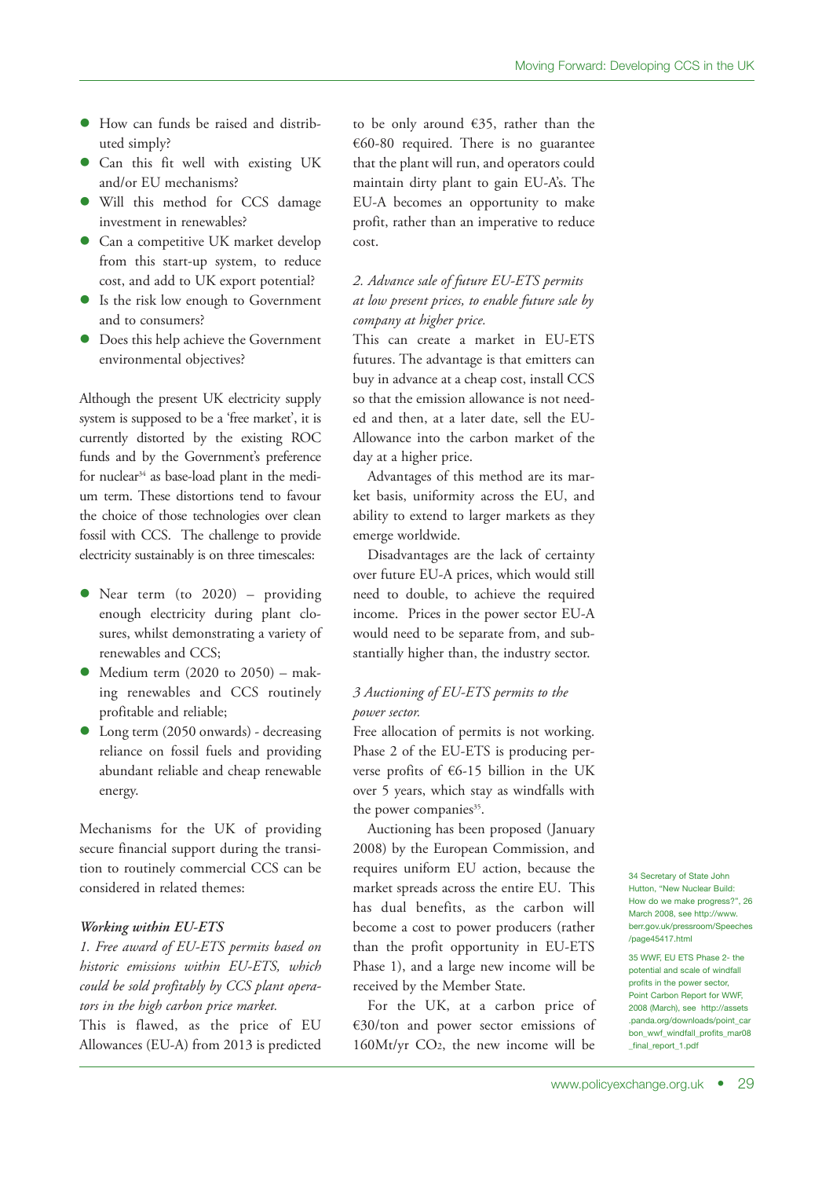- How can funds be raised and distributed simply?
- Can this fit well with existing UK and/or EU mechanisms?
- Will this method for CCS damage investment in renewables?
- Can a competitive UK market develop from this start-up system, to reduce cost, and add to UK export potential?
- Is the risk low enough to Government and to consumers?
- Does this help achieve the Government environmental objectives?

Although the present UK electricity supply system is supposed to be a 'free market', it is currently distorted by the existing ROC funds and by the Government's preference for nuclear[34] as base-load plant in the medium term. These distortions tend to favour the choice of those technologies over clean fossil with CCS. The challenge to provide electricity sustainably is on three timescales:

- Near term (to 2020) – providing enough electricity during plant closures, whilst demonstrating a variety of renewables and CCS;
- Medium term (2020 to 2050) – making renewables and CCS routinely profitable and reliable;
- Long term (2050 onwards) - decreasing reliance on fossil fuels and providing abundant reliable and cheap renewable energy.

Mechanisms for the UK of providing secure financial support during the transition to routinely commercial CCS can be considered in related themes:

***Working within EU-ETS***

*1. Free award of EU-ETS permits based on historic emissions within EU-ETS, which could be sold profitably by CCS plant operators in the high carbon price market.*

This is flawed, as the price of EU Allowances (EU-A) from 2013 is predicted to be only around €35, rather than the €60-80 required. There is no guarantee that the plant will run, and operators could maintain dirty plant to gain EU-A's. The EU-A becomes an opportunity to make profit, rather than an imperative to reduce cost.

*2. Advance sale of future EU-ETS permits at low present prices, to enable future sale by company at higher price.*

This can create a market in EU-ETS futures. The advantage is that emitters can buy in advance at a cheap cost, install CCS so that the emission allowance is not needed and then, at a later date, sell the EU-Allowance into the carbon market of the day at a higher price.

Advantages of this method are its market basis, uniformity across the EU, and ability to extend to larger markets as they emerge worldwide.

Disadvantages are the lack of certainty over future EU-A prices, which would still need to double, to achieve the required income. Prices in the power sector EU-A would need to be separate from, and substantially higher than, the industry sector.

*3 Auctioning of EU-ETS permits to the power sector.*

Free allocation of permits is not working. Phase 2 of the EU-ETS is producing perverse profits of €6-15 billion in the UK over 5 years, which stay as windfalls with the power companies[35].

Auctioning has been proposed (January 2008) by the European Commission, and requires uniform EU action, because the market spreads across the entire EU. This has dual benefits, as the carbon will become a cost to power producers (rather than the profit opportunity in EU-ETS Phase 1), and a large new income will be received by the Member State.

For the UK, at a carbon price of €30/ton and power sector emissions of 160Mt/yr $CO_2$, the new income will be

34 Secretary of State John Hutton, "New Nuclear Build: How do we make progress?", 26 March 2008, see http://www.berr.gov.uk/pressroom/Speeches/page45417.html

35 WWF, EU ETS Phase 2- the potential and scale of windfall profits in the power sector, Point Carbon Report for WWF, 2008 (March), see http://assets.panda.org/downloads/point_carbon_wwf_windfall_profits_mar08_final_report_1.pdf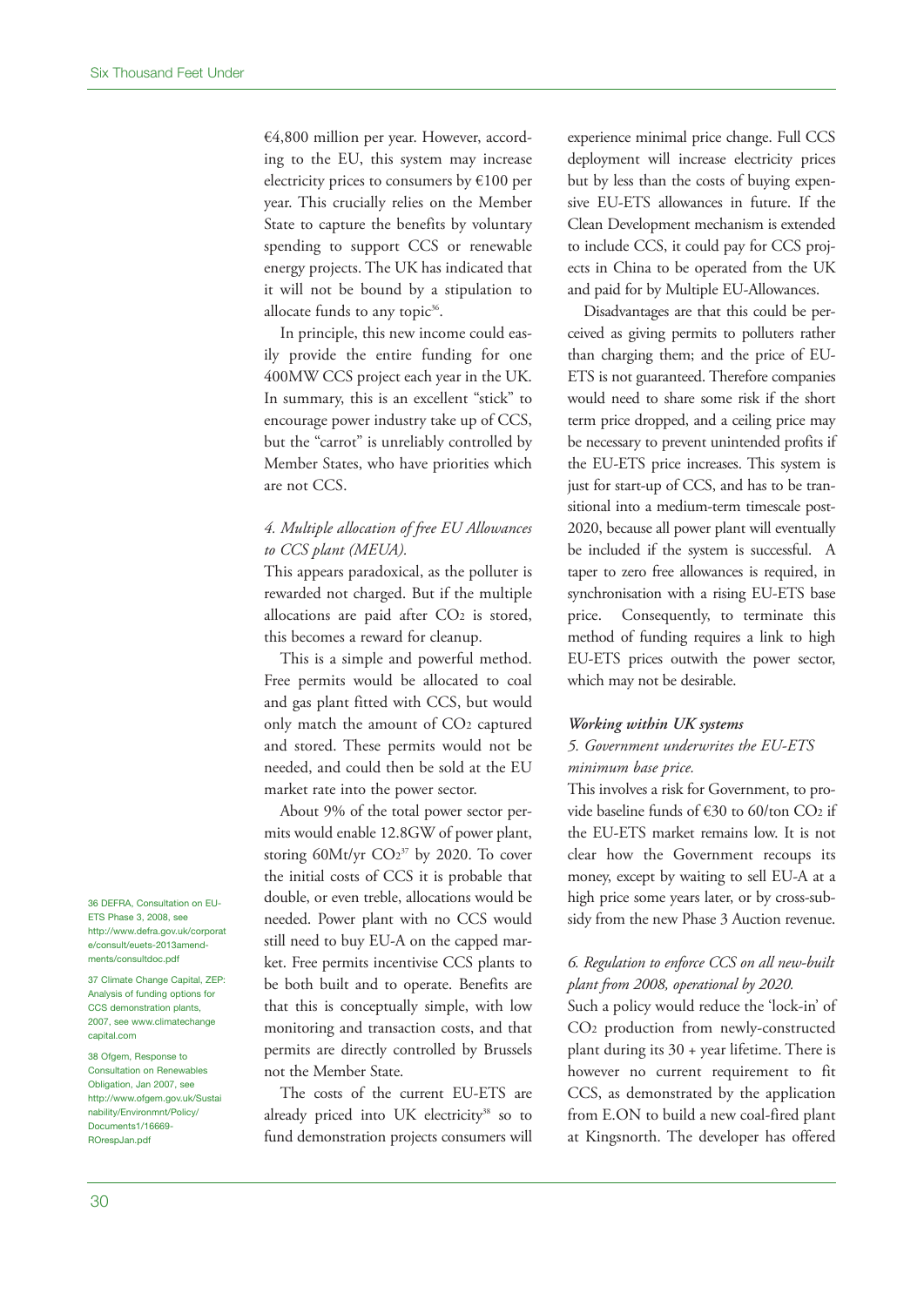€4,800 million per year. However, according to the EU, this system may increase electricity prices to consumers by €100 per year. This crucially relies on the Member State to capture the benefits by voluntary spending to support CCS or renewable energy projects. The UK has indicated that it will not be bound by a stipulation to allocate funds to any topic[36].

In principle, this new income could easily provide the entire funding for one 400MW CCS project each year in the UK. In summary, this is an excellent "stick" to encourage power industry take up of CCS, but the "carrot" is unreliably controlled by Member States, who have priorities which are not CCS.

*4. Multiple allocation of free EU Allowances to CCS plant (MEUA).*

This appears paradoxical, as the polluter is rewarded not charged. But if the multiple allocations are paid after $CO_2$ is stored, this becomes a reward for cleanup.

This is a simple and powerful method. Free permits would be allocated to coal and gas plant fitted with CCS, but would only match the amount of $CO_2$ captured and stored. These permits would not be needed, and could then be sold at the EU market rate into the power sector.

About 9% of the total power sector permits would enable 12.8GW of power plant, storing 60Mt/yr $CO_2$[37] by 2020. To cover the initial costs of CCS it is probable that double, or even treble, allocations would be needed. Power plant with no CCS would still need to buy EU-A on the capped market. Free permits incentivise CCS plants to be both built and to operate. Benefits are that this is conceptually simple, with low monitoring and transaction costs, and that permits are directly controlled by Brussels not the Member State.

The costs of the current EU-ETS are already priced into UK electricity[38] so to fund demonstration projects consumers will experience minimal price change. Full CCS deployment will increase electricity prices but by less than the costs of buying expensive EU-ETS allowances in future. If the Clean Development mechanism is extended to include CCS, it could pay for CCS projects in China to be operated from the UK and paid for by Multiple EU-Allowances.

Disadvantages are that this could be perceived as giving permits to polluters rather than charging them; and the price of EU-ETS is not guaranteed. Therefore companies would need to share some risk if the short term price dropped, and a ceiling price may be necessary to prevent unintended profits if the EU-ETS price increases. This system is just for start-up of CCS, and has to be transitional into a medium-term timescale post-2020, because all power plant will eventually be included if the system is successful. A taper to zero free allowances is required, in synchronisation with a rising EU-ETS base price. Consequently, to terminate this method of funding requires a link to high EU-ETS prices outwith the power sector, which may not be desirable.

***Working within UK systems***

*5. Government underwrites the EU-ETS minimum base price.*

This involves a risk for Government, to provide baseline funds of €30 to 60/ton $CO_2$ if the EU-ETS market remains low. It is not clear how the Government recoups its money, except by waiting to sell EU-A at a high price some years later, or by cross-subsidy from the new Phase 3 Auction revenue.

*6. Regulation to enforce CCS on all new-built plant from 2008, operational by 2020.*

Such a policy would reduce the 'lock-in' of $CO_2$ production from newly-constructed plant during its 30 + year lifetime. There is however no current requirement to fit CCS, as demonstrated by the application from E.ON to build a new coal-fired plant at Kingsnorth. The developer has offered

---

36 DEFRA, Consultation on EU-ETS Phase 3, 2008, see http://www.defra.gov.uk/corporate/consult/euets-2013amendments/consultdoc.pdf

37 Climate Change Capital, ZEP: Analysis of funding options for CCS demonstration plants, 2007, see www.climatechangecapital.com

38 Ofgem, Response to Consultation on Renewables Obligation, Jan 2007, see http://www.ofgem.gov.uk/Sustainability/Environmnt/Policy/Documents1/16669-ROrespJan.pdf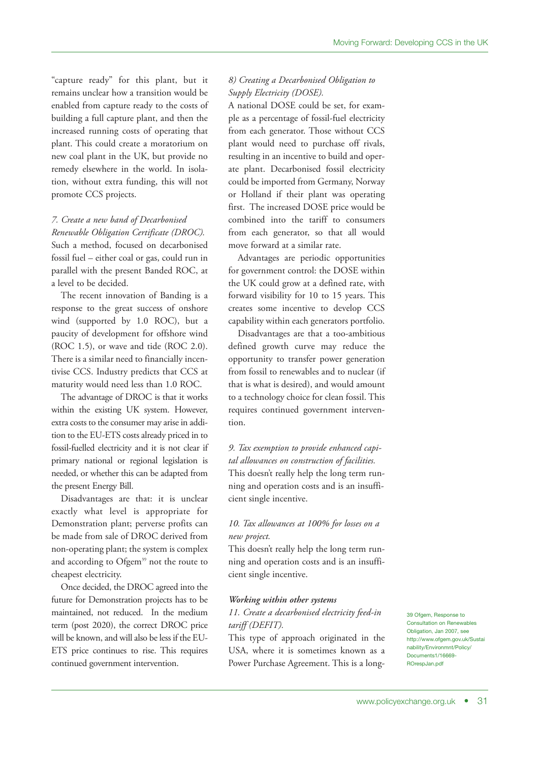"capture ready" for this plant, but it remains unclear how a transition would be enabled from capture ready to the costs of building a full capture plant, and then the increased running costs of operating that plant. This could create a moratorium on new coal plant in the UK, but provide no remedy elsewhere in the world. In isolation, without extra funding, this will not promote CCS projects.

*7. Create a new band of Decarbonised Renewable Obligation Certificate (DROC).*

Such a method, focused on decarbonised fossil fuel – either coal or gas, could run in parallel with the present Banded ROC, at a level to be decided.

The recent innovation of Banding is a response to the great success of onshore wind (supported by 1.0 ROC), but a paucity of development for offshore wind (ROC 1.5), or wave and tide (ROC 2.0). There is a similar need to financially incentivise CCS. Industry predicts that CCS at maturity would need less than 1.0 ROC.

The advantage of DROC is that it works within the existing UK system. However, extra costs to the consumer may arise in addition to the EU-ETS costs already priced in to fossil-fuelled electricity and it is not clear if primary national or regional legislation is needed, or whether this can be adapted from the present Energy Bill.

Disadvantages are that: it is unclear exactly what level is appropriate for Demonstration plant; perverse profits can be made from sale of DROC derived from non-operating plant; the system is complex and according to Ofgem[39] not the route to cheapest electricity.

Once decided, the DROC agreed into the future for Demonstration projects has to be maintained, not reduced. In the medium term (post 2020), the correct DROC price will be known, and will also be less if the EU-ETS price continues to rise. This requires continued government intervention.

*8) Creating a Decarbonised Obligation to Supply Electricity (DOSE).*

A national DOSE could be set, for example as a percentage of fossil-fuel electricity from each generator. Those without CCS plant would need to purchase off rivals, resulting in an incentive to build and operate plant. Decarbonised fossil electricity could be imported from Germany, Norway or Holland if their plant was operating first. The increased DOSE price would be combined into the tariff to consumers from each generator, so that all would move forward at a similar rate.

Advantages are periodic opportunities for government control: the DOSE within the UK could grow at a defined rate, with forward visibility for 10 to 15 years. This creates some incentive to develop CCS capability within each generators portfolio.

Disadvantages are that a too-ambitious defined growth curve may reduce the opportunity to transfer power generation from fossil to renewables and to nuclear (if that is what is desired), and would amount to a technology choice for clean fossil. This requires continued government intervention.

*9. Tax exemption to provide enhanced capital allowances on construction of facilities.*

This doesn't really help the long term running and operation costs and is an insufficient single incentive.

*10. Tax allowances at 100% for losses on a new project.*

This doesn't really help the long term running and operation costs and is an insufficient single incentive.

***Working within other systems***

*11. Create a decarbonised electricity feed-in tariff (DEFIT).*

This type of approach originated in the USA, where it is sometimes known as a Power Purchase Agreement. This is a long-

39 Ofgem, Response to Consultation on Renewables Obligation, Jan 2007, see http://www.ofgem.gov.uk/Sustainability/Environmnt/Policy/Documents1/16669-ROrespJan.pdf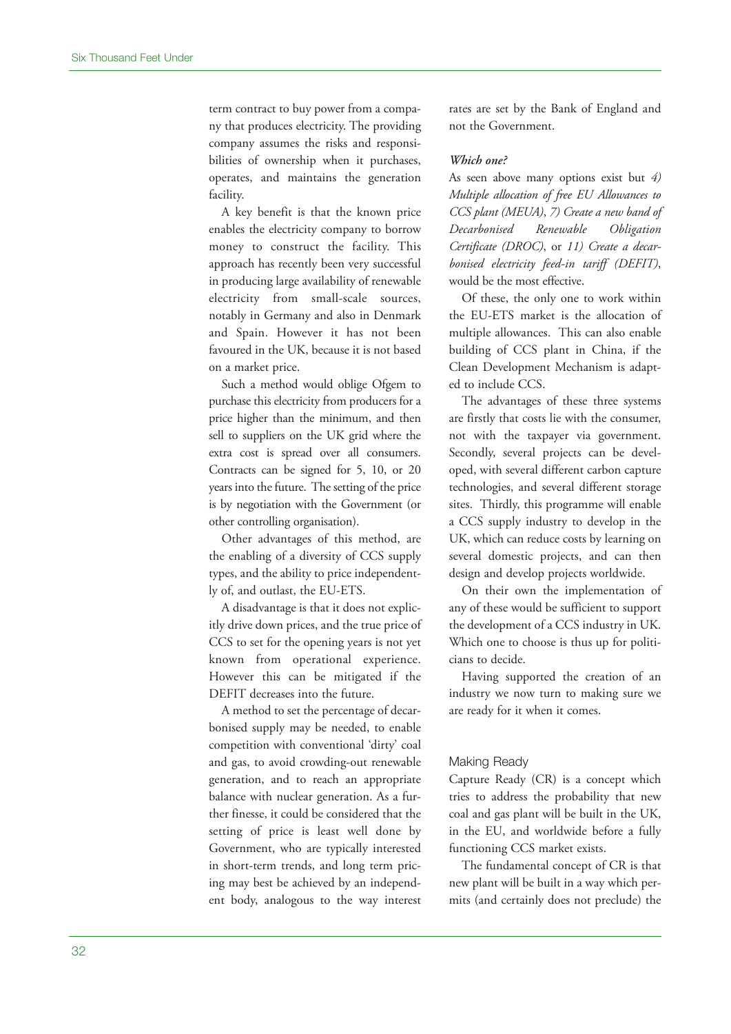term contract to buy power from a company that produces electricity. The providing company assumes the risks and responsibilities of ownership when it purchases, operates, and maintains the generation facility.

A key benefit is that the known price enables the electricity company to borrow money to construct the facility. This approach has recently been very successful in producing large availability of renewable electricity from small-scale sources, notably in Germany and also in Denmark and Spain. However it has not been favoured in the UK, because it is not based on a market price.

Such a method would oblige Ofgem to purchase this electricity from producers for a price higher than the minimum, and then sell to suppliers on the UK grid where the extra cost is spread over all consumers. Contracts can be signed for 5, 10, or 20 years into the future. The setting of the price is by negotiation with the Government (or other controlling organisation).

Other advantages of this method, are the enabling of a diversity of CCS supply types, and the ability to price independently of, and outlast, the EU-ETS.

A disadvantage is that it does not explicitly drive down prices, and the true price of CCS to set for the opening years is not yet known from operational experience. However this can be mitigated if the DEFIT decreases into the future.

A method to set the percentage of decarbonised supply may be needed, to enable competition with conventional 'dirty' coal and gas, to avoid crowding-out renewable generation, and to reach an appropriate balance with nuclear generation. As a further finesse, it could be considered that the setting of price is least well done by Government, who are typically interested in short-term trends, and long term pricing may best be achieved by an independent body, analogous to the way interest rates are set by the Bank of England and not the Government.

***Which one?***

As seen above many options exist but *4) Multiple allocation of free EU Allowances to CCS plant (MEUA)*, *7) Create a new band of Decarbonised Renewable Obligation Certificate (DROC)*, or *11) Create a decarbonised electricity feed-in tariff (DEFIT)*, would be the most effective.

Of these, the only one to work within the EU-ETS market is the allocation of multiple allowances. This can also enable building of CCS plant in China, if the Clean Development Mechanism is adapted to include CCS.

The advantages of these three systems are firstly that costs lie with the consumer, not with the taxpayer via government. Secondly, several projects can be developed, with several different carbon capture technologies, and several different storage sites. Thirdly, this programme will enable a CCS supply industry to develop in the UK, which can reduce costs by learning on several domestic projects, and can then design and develop projects worldwide.

On their own the implementation of any of these would be sufficient to support the development of a CCS industry in UK. Which one to choose is thus up for politicians to decide.

Having supported the creation of an industry we now turn to making sure we are ready for it when it comes.

## Making Ready

Capture Ready (CR) is a concept which tries to address the probability that new coal and gas plant will be built in the UK, in the EU, and worldwide before a fully functioning CCS market exists.

The fundamental concept of CR is that new plant will be built in a way which permits (and certainly does not preclude) the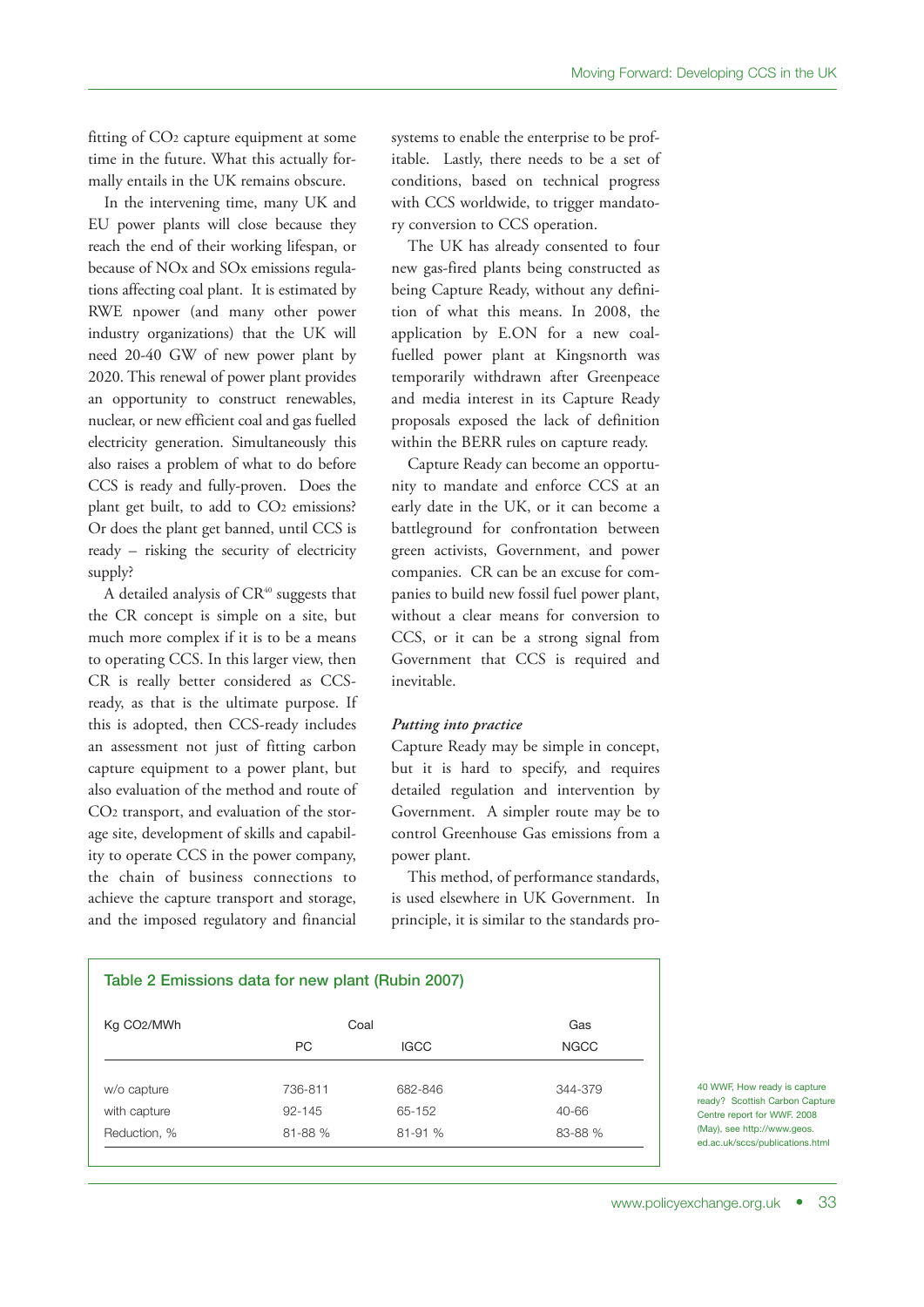fitting of $CO_2$ capture equipment at some time in the future. What this actually formally entails in the UK remains obscure.

In the intervening time, many UK and EU power plants will close because they reach the end of their working lifespan, or because of NOx and SOx emissions regulations affecting coal plant. It is estimated by RWE npower (and many other power industry organizations) that the UK will need 20-40 GW of new power plant by 2020. This renewal of power plant provides an opportunity to construct renewables, nuclear, or new efficient coal and gas fuelled electricity generation. Simultaneously this also raises a problem of what to do before CCS is ready and fully-proven. Does the plant get built, to add to $CO_2$ emissions? Or does the plant get banned, until CCS is ready – risking the security of electricity supply?

A detailed analysis of CR[40] suggests that the CR concept is simple on a site, but much more complex if it is to be a means to operating CCS. In this larger view, then CR is really better considered as CCS-ready, as that is the ultimate purpose. If this is adopted, then CCS-ready includes an assessment not just of fitting carbon capture equipment to a power plant, but also evaluation of the method and route of $CO_2$ transport, and evaluation of the storage site, development of skills and capability to operate CCS in the power company, the chain of business connections to achieve the capture transport and storage, and the imposed regulatory and financial systems to enable the enterprise to be profitable. Lastly, there needs to be a set of conditions, based on technical progress with CCS worldwide, to trigger mandatory conversion to CCS operation.

The UK has already consented to four new gas-fired plants being constructed as being Capture Ready, without any definition of what this means. In 2008, the application by E.ON for a new coal-fuelled power plant at Kingsnorth was temporarily withdrawn after Greenpeace and media interest in its Capture Ready proposals exposed the lack of definition within the BERR rules on capture ready.

Capture Ready can become an opportunity to mandate and enforce CCS at an early date in the UK, or it can become a battleground for confrontation between green activists, Government, and power companies. CR can be an excuse for companies to build new fossil fuel power plant, without a clear means for conversion to CCS, or it can be a strong signal from Government that CCS is required and inevitable.

***Putting into practice***

Capture Ready may be simple in concept, but it is hard to specify, and requires detailed regulation and intervention by Government. A simpler route may be to control Greenhouse Gas emissions from a power plant.

This method, of performance standards, is used elsewhere in UK Government. In principle, it is similar to the standards pro-

**Table 2 Emissions data for new plant (Rubin 2007)**

| Kg $CO_2$/MWh | Coal | | Gas |
|---|---|---|---|
| | PC | IGCC | NGCC |
| w/o capture | 736-811 | 682-846 | 344-379 |
| with capture | 92-145 | 65-152 | 40-66 |
| Reduction, % | 81-88 % | 81-91 % | 83-88 % |

40 WWF, How ready is capture ready? Scottish Carbon Capture Centre report for WWF. 2008 (May), see http://www.geos.ed.ac.uk/sccs/publications.html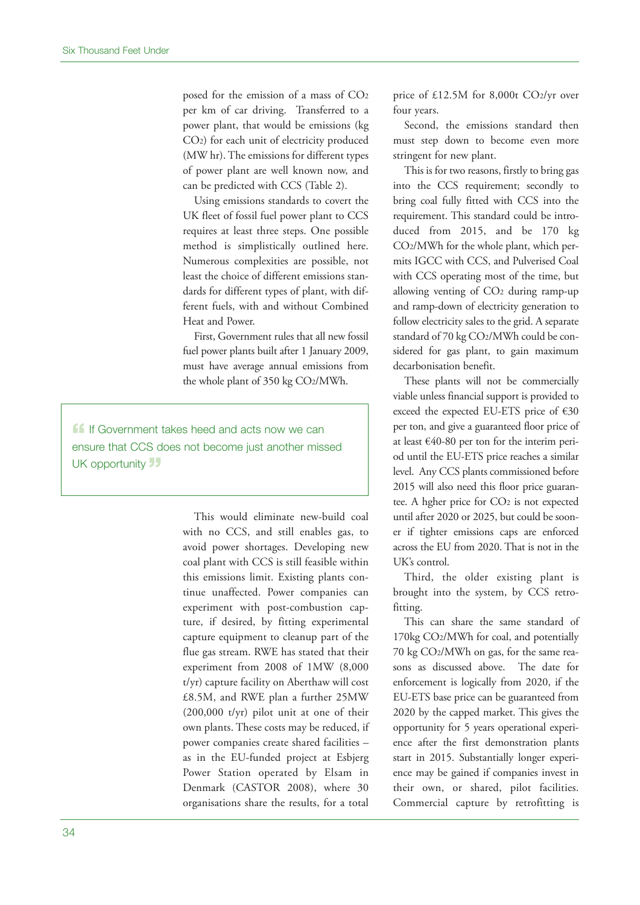posed for the emission of a mass of $CO_2$ per km of car driving. Transferred to a power plant, that would be emissions (kg $CO_2$) for each unit of electricity produced (MW hr). The emissions for different types of power plant are well known now, and can be predicted with CCS (Table 2).

Using emissions standards to covert the UK fleet of fossil fuel power plant to CCS requires at least three steps. One possible method is simplistically outlined here. Numerous complexities are possible, not least the choice of different emissions standards for different types of plant, with different fuels, with and without Combined Heat and Power.

First, Government rules that all new fossil fuel power plants built after 1 January 2009, must have average annual emissions from the whole plant of 350 kg $CO_2$/MWh.

> “If Government takes heed and acts now we can ensure that CCS does not become just another missed UK opportunity”

This would eliminate new-build coal with no CCS, and still enables gas, to avoid power shortages. Developing new coal plant with CCS is still feasible within this emissions limit. Existing plants continue unaffected. Power companies can experiment with post-combustion capture, if desired, by fitting experimental capture equipment to cleanup part of the flue gas stream. RWE has stated that their experiment from 2008 of 1MW (8,000 t/yr) capture facility on Aberthaw will cost £8.5M, and RWE plan a further 25MW (200,000 t/yr) pilot unit at one of their own plants. These costs may be reduced, if power companies create shared facilities – as in the EU-funded project at Esbjerg Power Station operated by Elsam in Denmark (CASTOR 2008), where 30 organisations share the results, for a total price of £12.5M for 8,000t $CO_2$/yr over four years.

Second, the emissions standard then must step down to become even more stringent for new plant.

This is for two reasons, firstly to bring gas into the CCS requirement; secondly to bring coal fully fitted with CCS into the requirement. This standard could be introduced from 2015, and be 170 kg $CO_2$/MWh for the whole plant, which permits IGCC with CCS, and Pulverised Coal with CCS operating most of the time, but allowing venting of $CO_2$ during ramp-up and ramp-down of electricity generation to follow electricity sales to the grid. A separate standard of 70 kg $CO_2$/MWh could be considered for gas plant, to gain maximum decarbonisation benefit.

These plants will not be commercially viable unless financial support is provided to exceed the expected EU-ETS price of €30 per ton, and give a guaranteed floor price of at least €40-80 per ton for the interim period until the EU-ETS price reaches a similar level. Any CCS plants commissioned before 2015 will also need this floor price guarantee. A hgher price for $CO_2$ is not expected until after 2020 or 2025, but could be sooner if tighter emissions caps are enforced across the EU from 2020. That is not in the UK's control.

Third, the older existing plant is brought into the system, by CCS retrofitting.

This can share the same standard of 170kg $CO_2$/MWh for coal, and potentially 70 kg $CO_2$/MWh on gas, for the same reasons as discussed above. The date for enforcement is logically from 2020, if the EU-ETS base price can be guaranteed from 2020 by the capped market. This gives the opportunity for 5 years operational experience after the first demonstration plants start in 2015. Substantially longer experience may be gained if companies invest in their own, or shared, pilot facilities. Commercial capture by retrofitting is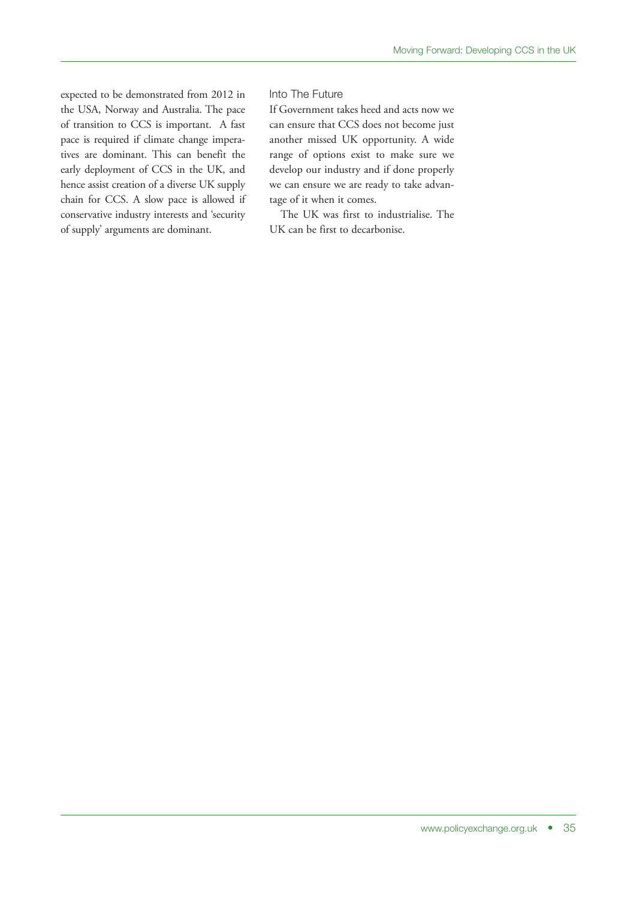expected to be demonstrated from 2012 in the USA, Norway and Australia. The pace of transition to CCS is important. A fast pace is required if climate change imperatives are dominant. This can benefit the early deployment of CCS in the UK, and hence assist creation of a diverse UK supply chain for CCS. A slow pace is allowed if conservative industry interests and 'security of supply' arguments are dominant.

### Into The Future

If Government takes heed and acts now we can ensure that CCS does not become just another missed UK opportunity. A wide range of options exist to make sure we develop our industry and if done properly we can ensure we are ready to take advantage of it when it comes.

The UK was first to industrialise. The UK can be first to decarbonise.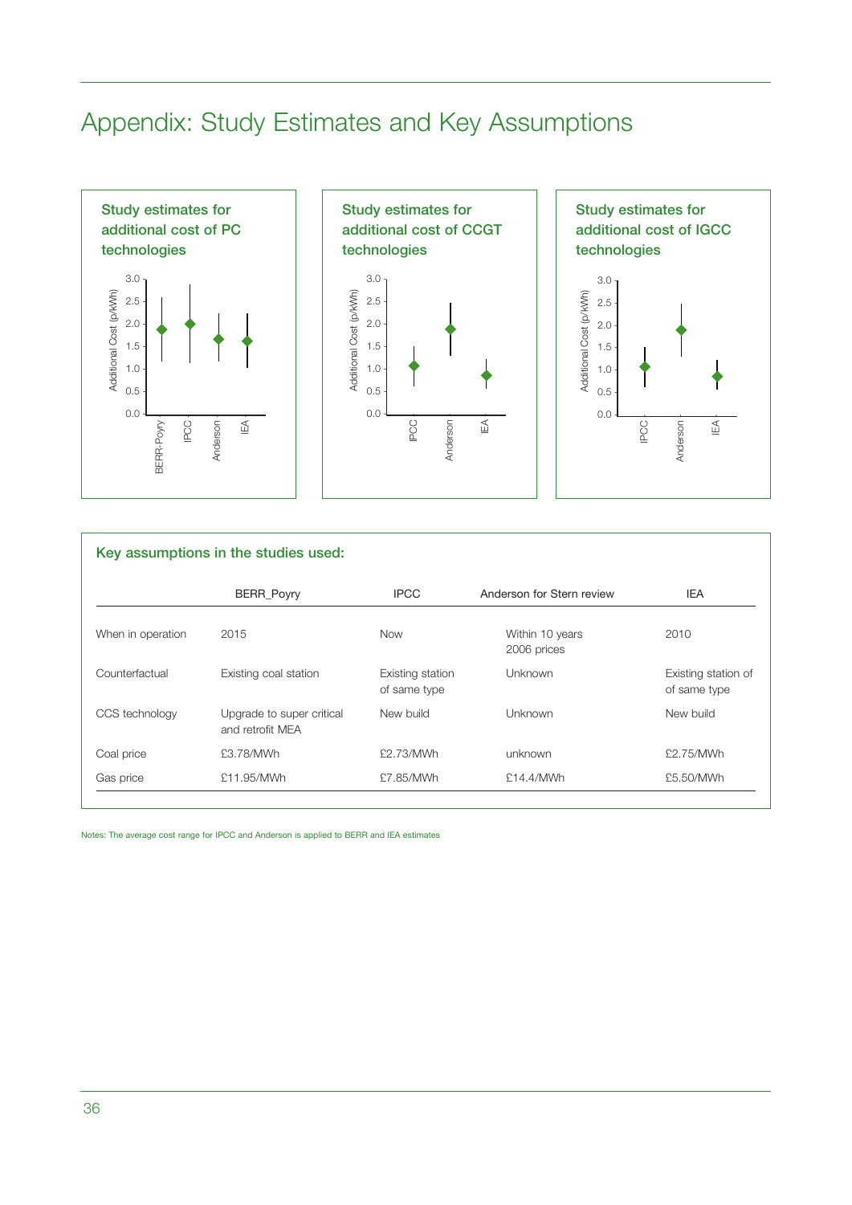# Appendix: Study Estimates and Key Assumptions

**Study estimates for additional cost of PC technologies**

Additional Cost (p/kWh)

3.0
2.5
2.0
1.5
1.0
0.5
0.0

BERR-Poyry IPCC Anderson IEA

**Study estimates for additional cost of CCGT technologies**

Additional Cost (p/kWh)

3.0
2.5
2.0
1.5
1.0
0.5
0.0

IPCC Anderson IEA

**Study estimates for additional cost of IGCC technologies**

Additional Cost (p/kWh)

3.0
2.5
2.0
1.5
1.0
0.5
0.0

IPCC Anderson IEA

## Key assumptions in the studies used:

| | BERR_Poyry | IPCC | Anderson for Stern review | IEA |
|---|---|---|---|---|
| When in operation | 2015 | Now | Within 10 years 2006 prices | 2010 |
| Counterfactual | Existing coal station | Existing station of same type | Unknown | Existing station of same type |
| CCS technology | Upgrade to super critical and retrofit MEA | New build | Unknown | New build |
| Coal price | £3.78/MWh | £2.73/MWh | unknown | £2.75/MWh |
| Gas price | £11.95/MWh | £7.85/MWh | £14.4/MWh | £5.50/MWh |

Notes: The average cost range for IPCC and Anderson is applied to BERR and IEA estimates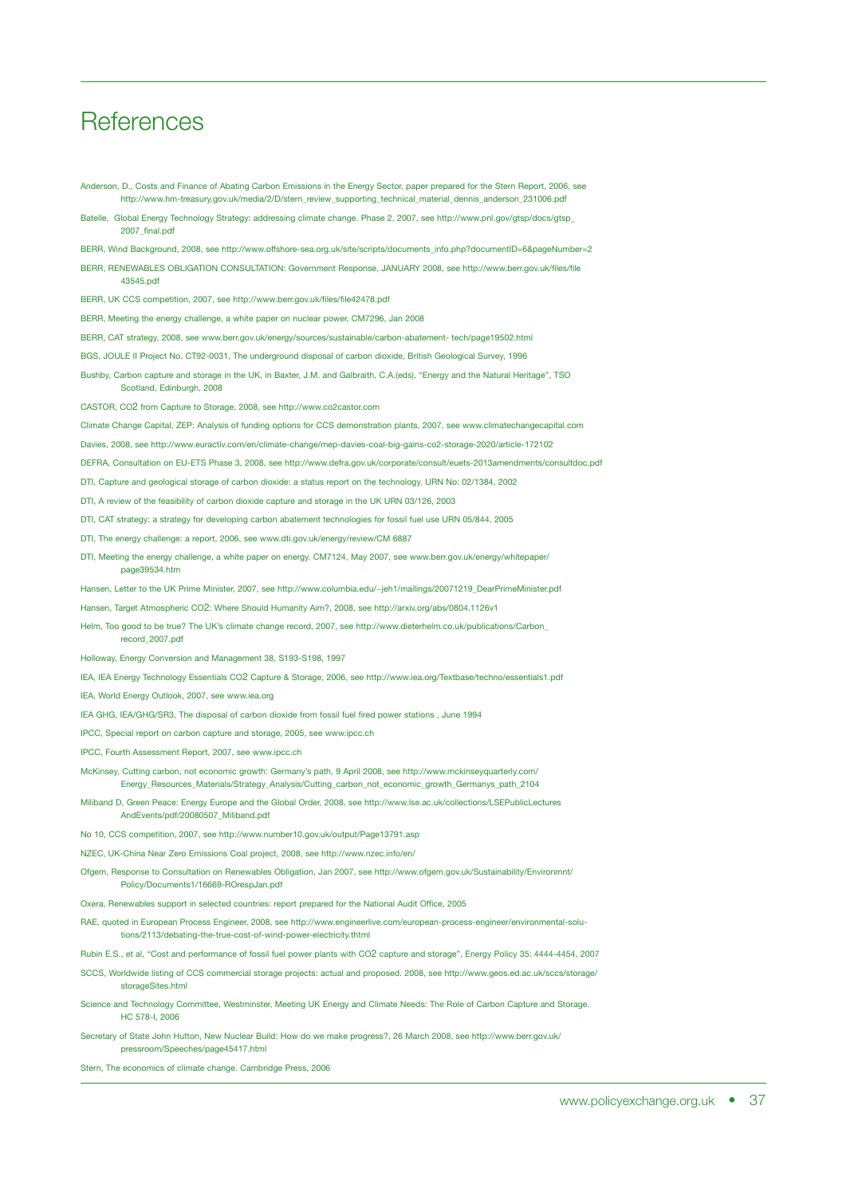# References

Anderson, D., Costs and Finance of Abating Carbon Emissions in the Energy Sector, paper prepared for the Stern Report, 2006, see http://www.hm-treasury.gov.uk/media/2/D/stern_review_supporting_technical_material_dennis_anderson_231006.pdf

Batelle, Global Energy Technology Strategy: addressing climate change. Phase 2, 2007, see http://www.pnl.gov/gtsp/docs/gtsp_2007_final.pdf

BERR, Wind Background, 2008, see http://www.offshore-sea.org.uk/site/scripts/documents_info.php?documentID=6&pageNumber=2

BERR, RENEWABLES OBLIGATION CONSULTATION: Government Response, JANUARY 2008, see http://www.berr.gov.uk/files/file 43545.pdf

BERR, UK CCS competition, 2007, see http://www.berr.gov.uk/files/file42478.pdf

BERR, Meeting the energy challenge, a white paper on nuclear power, CM7296, Jan 2008

BERR, CAT strategy, 2008, see www.berr.gov.uk/energy/sources/sustainable/carbon-abatement- tech/page19502.html

BGS, JOULE II Project No. CT92-0031, The underground disposal of carbon dioxide, British Geological Survey, 1996

Bushby, Carbon capture and storage in the UK, in Baxter, J.M. and Galbraith, C.A.(eds), "Energy and the Natural Heritage", TSO Scotland, Edinburgh, 2008

CASTOR, CO2 from Capture to Storage, 2008, see http://www.co2castor.com

Climate Change Capital, ZEP: Analysis of funding options for CCS demonstration plants, 2007, see www.climatechangecapital.com

Davies, 2008, see http://www.euractiv.com/en/climate-change/mep-davies-coal-big-gains-co2-storage-2020/article-172102

DEFRA, Consultation on EU-ETS Phase 3, 2008, see http://www.defra.gov.uk/corporate/consult/euets-2013amendments/consultdoc.pdf

DTI, Capture and geological storage of carbon dioxide: a status report on the technology. URN No: 02/1384, 2002

DTI, A review of the feasibility of carbon dioxide capture and storage in the UK URN 03/126, 2003

DTI, CAT strategy: a strategy for developing carbon abatement technologies for fossil fuel use URN 05/844, 2005

DTI, The energy challenge: a report, 2006, see www.dti.gov.uk/energy/review/CM 6887

DTI, Meeting the energy challenge, a white paper on energy. CM7124, May 2007, see www.berr.gov.uk/energy/whitepaper/page39534.htm

Hansen, Letter to the UK Prime Minister, 2007, see http://www.columbia.edu/~jeh1/mailings/20071219_DearPrimeMinister.pdf

Hansen, Target Atmospheric CO2: Where Should Humanity Aim?, 2008, see http://arxiv.org/abs/0804.1126v1

Helm, Too good to be true? The UK's climate change record, 2007, see http://www.dieterhelm.co.uk/publications/Carbon_record_2007.pdf

Holloway, Energy Conversion and Management 38, S193-S198, 1997

IEA, IEA Energy Technology Essentials CO2 Capture & Storage, 2006, see http://www.iea.org/Textbase/techno/essentials1.pdf

IEA, World Energy Outlook, 2007, see www.iea.org

IEA GHG, IEA/GHG/SR3, The disposal of carbon dioxide from fossil fuel fired power stations , June 1994

IPCC, Special report on carbon capture and storage, 2005, see www.ipcc.ch

IPCC, Fourth Assessment Report, 2007, see www.ipcc.ch

McKinsey, Cutting carbon, not economic growth: Germany's path, 9 April 2008, see http://www.mckinseyquarterly.com/Energy_Resources_Materials/Strategy_Analysis/Cutting_carbon_not_economic_growth_Germanys_path_2104

Miliband D, Green Peace: Energy Europe and the Global Order, 2008, see http://www.lse.ac.uk/collections/LSEPublicLectures AndEvents/pdf/20080507_Miliband.pdf

No 10, CCS competition, 2007, see http://www.number10.gov.uk/output/Page13791.asp

NZEC, UK-China Near Zero Emissions Coal project, 2008, see http://www.nzec.info/en/

Ofgem, Response to Consultation on Renewables Obligation, Jan 2007, see http://www.ofgem.gov.uk/Sustainability/Environmnt/Policy/Documents1/16669-ROrespJan.pdf

Oxera, Renewables support in selected countries: report prepared for the National Audit Office, 2005

RAE, quoted in European Process Engineer, 2008, see http://www.engineerlive.com/european-process-engineer/environmental-solutions/2113/debating-the-true-cost-of-wind-power-electricity.thtml

Rubin E.S., et al, "Cost and performance of fossil fuel power plants with CO2 capture and storage", Energy Policy 35: 4444-4454, 2007

SCCS, Worldwide listing of CCS commercial storage projects: actual and proposed. 2008, see http://www.geos.ed.ac.uk/sccs/storage/storageSites.html

Science and Technology Committee, Westminster, Meeting UK Energy and Climate Needs: The Role of Carbon Capture and Storage. HC 578-I, 2006

Secretary of State John Hutton, New Nuclear Build: How do we make progress?, 26 March 2008, see http://www.berr.gov.uk/pressroom/Speeches/page45417.html

Stern, The economics of climate change. Cambridge Press, 2006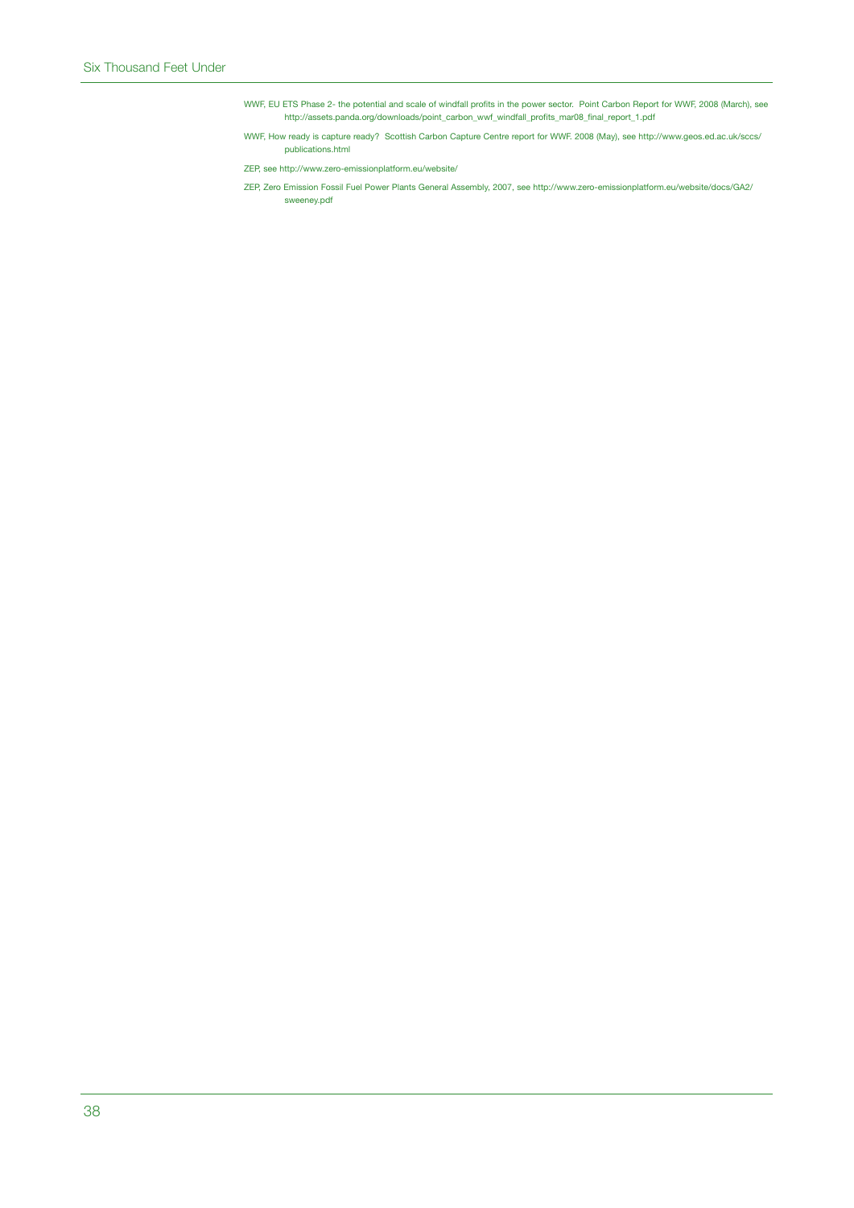WWF, EU ETS Phase 2- the potential and scale of windfall profits in the power sector. Point Carbon Report for WWF, 2008 (March), see http://assets.panda.org/downloads/point_carbon_wwf_windfall_profits_mar08_final_report_1.pdf

WWF, How ready is capture ready? Scottish Carbon Capture Centre report for WWF. 2008 (May), see http://www.geos.ed.ac.uk/sccs/publications.html

ZEP, see http://www.zero-emissionplatform.eu/website/

ZEP, Zero Emission Fossil Fuel Power Plants General Assembly, 2007, see http://www.zero-emissionplatform.eu/website/docs/GA2/sweeney.pdf